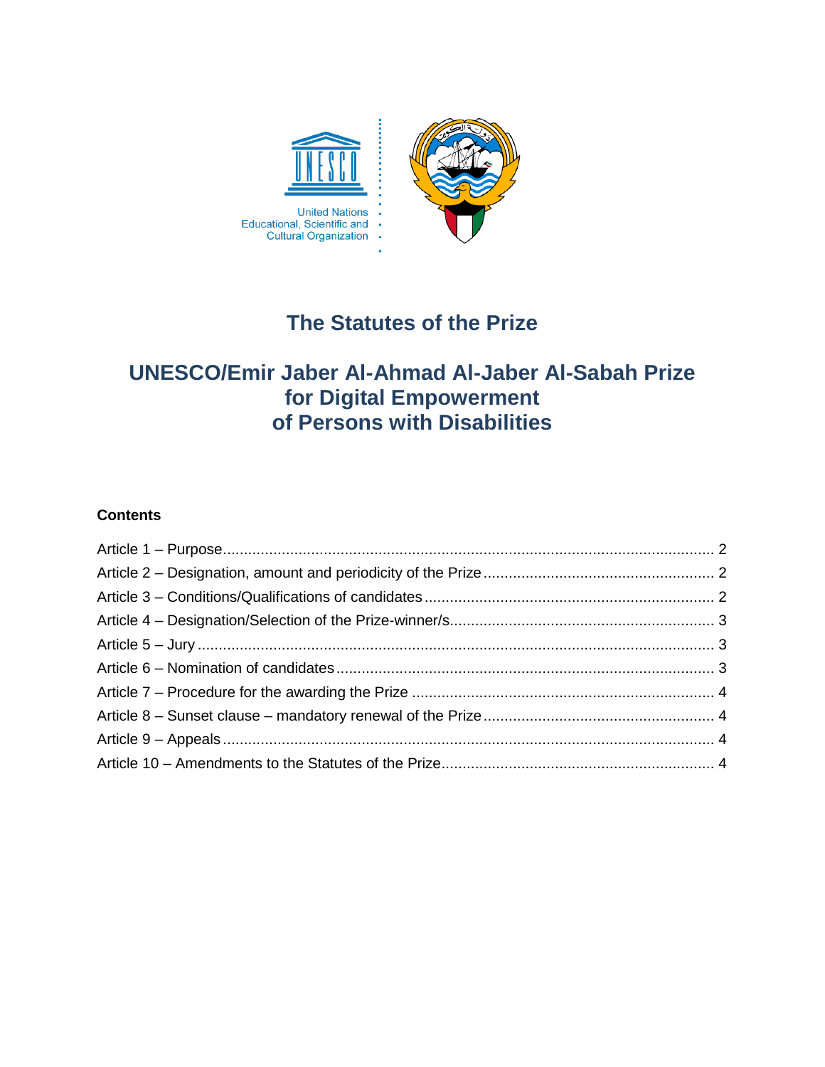United Nations
Educational, Scientific and
Cultural Organization

# The Statutes of the Prize

# UNESCO/Emir Jaber Al-Ahmad Al-Jaber Al-Sabah Prize for Digital Empowerment of Persons with Disabilities

**Contents**

Article 1 – Purpose ........................................................................................................ 2
Article 2 – Designation, amount and periodicity of the Prize ...................................................... 2
Article 3 – Conditions/Qualifications of candidates ..................................................................... 2
Article 4 – Designation/Selection of the Prize-winner/s ............................................................ 3
Article 5 – Jury ........................................................................................................ 3
Article 6 – Nomination of candidates ........................................................................................ 3
Article 7 – Procedure for the awarding the Prize ...................................................................... 4
Article 8 – Sunset clause – mandatory renewal of the Prize ...................................................... 4
Article 9 – Appeals ........................................................................................................ 4
Article 10 – Amendments to the Statutes of the Prize ................................................................ 4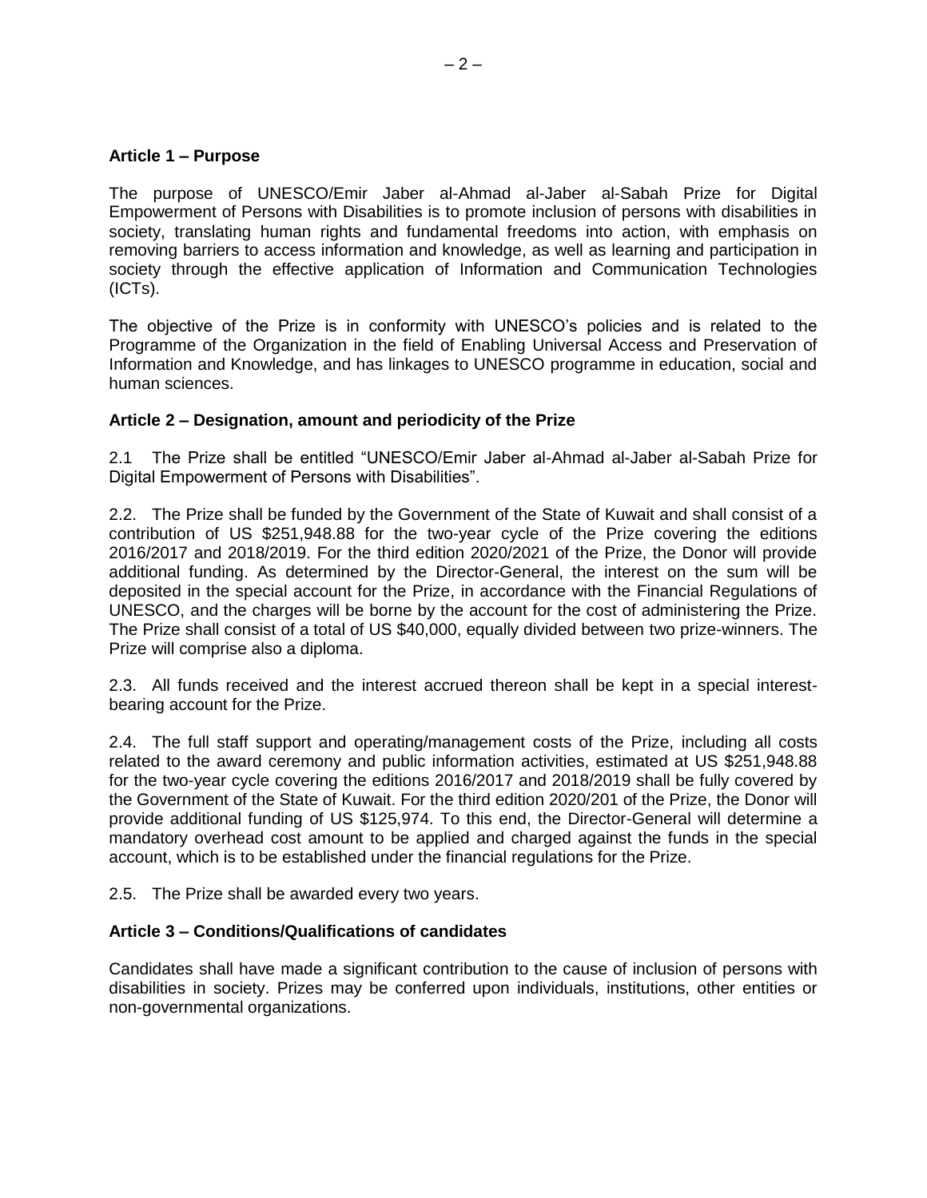**Article 1 – Purpose**

The purpose of UNESCO/Emir Jaber al-Ahmad al-Jaber al-Sabah Prize for Digital Empowerment of Persons with Disabilities is to promote inclusion of persons with disabilities in society, translating human rights and fundamental freedoms into action, with emphasis on removing barriers to access information and knowledge, as well as learning and participation in society through the effective application of Information and Communication Technologies (ICTs).

The objective of the Prize is in conformity with UNESCO's policies and is related to the Programme of the Organization in the field of Enabling Universal Access and Preservation of Information and Knowledge, and has linkages to UNESCO programme in education, social and human sciences.

**Article 2 – Designation, amount and periodicity of the Prize**

2.1 The Prize shall be entitled "UNESCO/Emir Jaber al-Ahmad al-Jaber al-Sabah Prize for Digital Empowerment of Persons with Disabilities".

2.2. The Prize shall be funded by the Government of the State of Kuwait and shall consist of a contribution of US $251,948.88 for the two-year cycle of the Prize covering the editions 2016/2017 and 2018/2019. For the third edition 2020/2021 of the Prize, the Donor will provide additional funding. As determined by the Director-General, the interest on the sum will be deposited in the special account for the Prize, in accordance with the Financial Regulations of UNESCO, and the charges will be borne by the account for the cost of administering the Prize. The Prize shall consist of a total of US $40,000, equally divided between two prize-winners. The Prize will comprise also a diploma.

2.3. All funds received and the interest accrued thereon shall be kept in a special interest-bearing account for the Prize.

2.4. The full staff support and operating/management costs of the Prize, including all costs related to the award ceremony and public information activities, estimated at US $251,948.88 for the two-year cycle covering the editions 2016/2017 and 2018/2019 shall be fully covered by the Government of the State of Kuwait. For the third edition 2020/201 of the Prize, the Donor will provide additional funding of US $125,974. To this end, the Director-General will determine a mandatory overhead cost amount to be applied and charged against the funds in the special account, which is to be established under the financial regulations for the Prize.

2.5. The Prize shall be awarded every two years.

**Article 3 – Conditions/Qualifications of candidates**

Candidates shall have made a significant contribution to the cause of inclusion of persons with disabilities in society. Prizes may be conferred upon individuals, institutions, other entities or non-governmental organizations.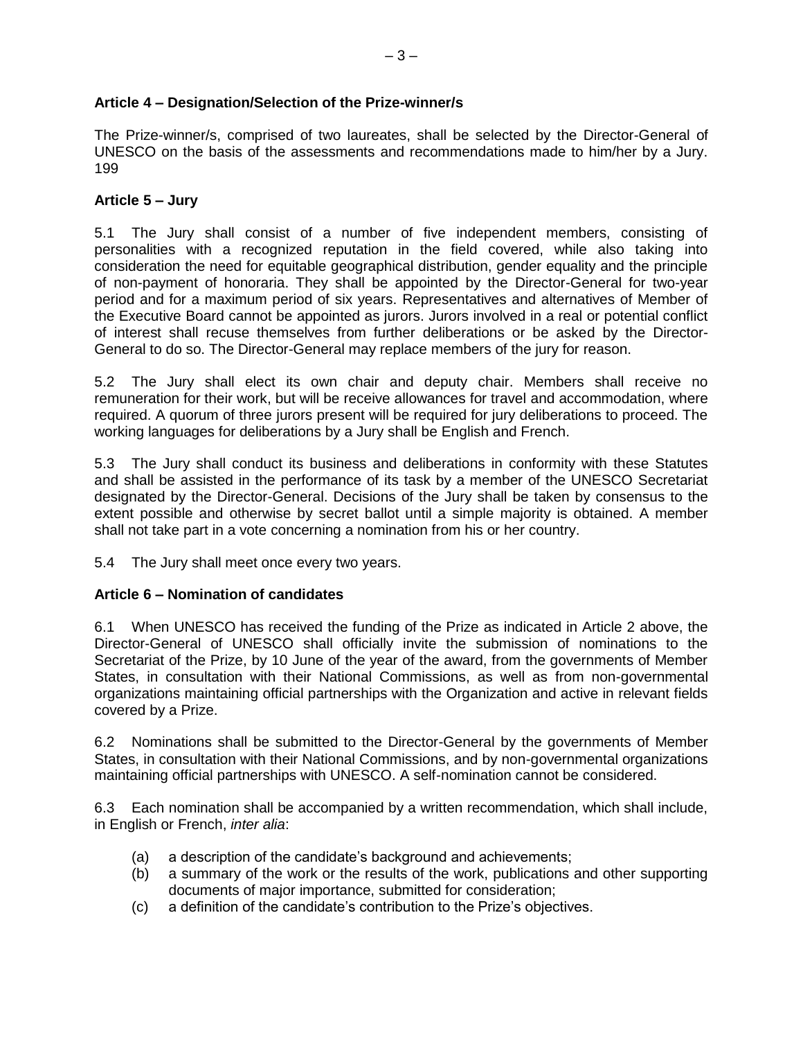### Article 4 – Designation/Selection of the Prize-winner/s

The Prize-winner/s, comprised of two laureates, shall be selected by the Director-General of UNESCO on the basis of the assessments and recommendations made to him/her by a Jury. 199

### Article 5 – Jury

5.1 The Jury shall consist of a number of five independent members, consisting of personalities with a recognized reputation in the field covered, while also taking into consideration the need for equitable geographical distribution, gender equality and the principle of non-payment of honoraria. They shall be appointed by the Director-General for two-year period and for a maximum period of six years. Representatives and alternatives of Member of the Executive Board cannot be appointed as jurors. Jurors involved in a real or potential conflict of interest shall recuse themselves from further deliberations or be asked by the Director-General to do so. The Director-General may replace members of the jury for reason.

5.2 The Jury shall elect its own chair and deputy chair. Members shall receive no remuneration for their work, but will be receive allowances for travel and accommodation, where required. A quorum of three jurors present will be required for jury deliberations to proceed. The working languages for deliberations by a Jury shall be English and French.

5.3 The Jury shall conduct its business and deliberations in conformity with these Statutes and shall be assisted in the performance of its task by a member of the UNESCO Secretariat designated by the Director-General. Decisions of the Jury shall be taken by consensus to the extent possible and otherwise by secret ballot until a simple majority is obtained. A member shall not take part in a vote concerning a nomination from his or her country.

5.4 The Jury shall meet once every two years.

### Article 6 – Nomination of candidates

6.1 When UNESCO has received the funding of the Prize as indicated in Article 2 above, the Director-General of UNESCO shall officially invite the submission of nominations to the Secretariat of the Prize, by 10 June of the year of the award, from the governments of Member States, in consultation with their National Commissions, as well as from non-governmental organizations maintaining official partnerships with the Organization and active in relevant fields covered by a Prize.

6.2 Nominations shall be submitted to the Director-General by the governments of Member States, in consultation with their National Commissions, and by non-governmental organizations maintaining official partnerships with UNESCO. A self-nomination cannot be considered.

6.3 Each nomination shall be accompanied by a written recommendation, which shall include, in English or French, *inter alia*:

- (a) a description of the candidate's background and achievements;
- (b) a summary of the work or the results of the work, publications and other supporting documents of major importance, submitted for consideration;
- (c) a definition of the candidate's contribution to the Prize's objectives.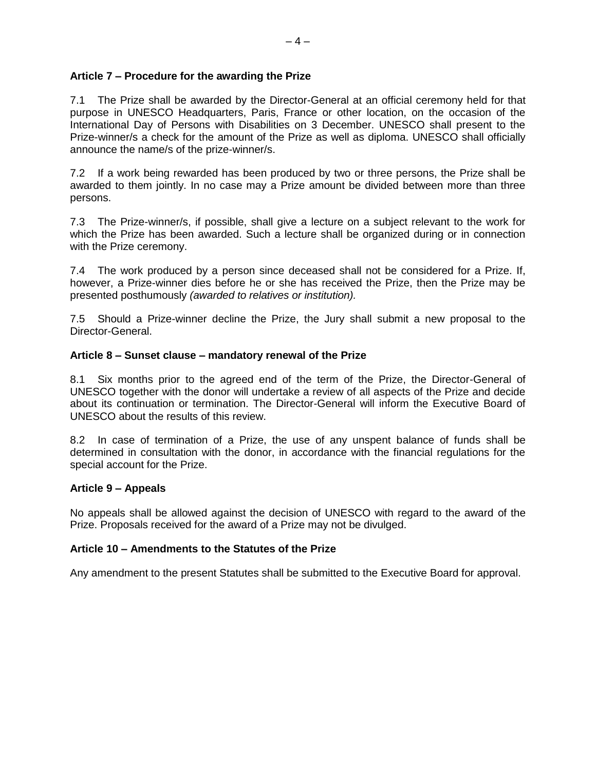**Article 7 – Procedure for the awarding the Prize**

7.1 The Prize shall be awarded by the Director-General at an official ceremony held for that purpose in UNESCO Headquarters, Paris, France or other location, on the occasion of the International Day of Persons with Disabilities on 3 December. UNESCO shall present to the Prize-winner/s a check for the amount of the Prize as well as diploma. UNESCO shall officially announce the name/s of the prize-winner/s.

7.2 If a work being rewarded has been produced by two or three persons, the Prize shall be awarded to them jointly. In no case may a Prize amount be divided between more than three persons.

7.3 The Prize-winner/s, if possible, shall give a lecture on a subject relevant to the work for which the Prize has been awarded. Such a lecture shall be organized during or in connection with the Prize ceremony.

7.4 The work produced by a person since deceased shall not be considered for a Prize. If, however, a Prize-winner dies before he or she has received the Prize, then the Prize may be presented posthumously *(awarded to relatives or institution).*

7.5 Should a Prize-winner decline the Prize, the Jury shall submit a new proposal to the Director-General.

**Article 8 – Sunset clause – mandatory renewal of the Prize**

8.1 Six months prior to the agreed end of the term of the Prize, the Director-General of UNESCO together with the donor will undertake a review of all aspects of the Prize and decide about its continuation or termination. The Director-General will inform the Executive Board of UNESCO about the results of this review.

8.2 In case of termination of a Prize, the use of any unspent balance of funds shall be determined in consultation with the donor, in accordance with the financial regulations for the special account for the Prize.

**Article 9 – Appeals**

No appeals shall be allowed against the decision of UNESCO with regard to the award of the Prize. Proposals received for the award of a Prize may not be divulged.

**Article 10 – Amendments to the Statutes of the Prize**

Any amendment to the present Statutes shall be submitted to the Executive Board for approval.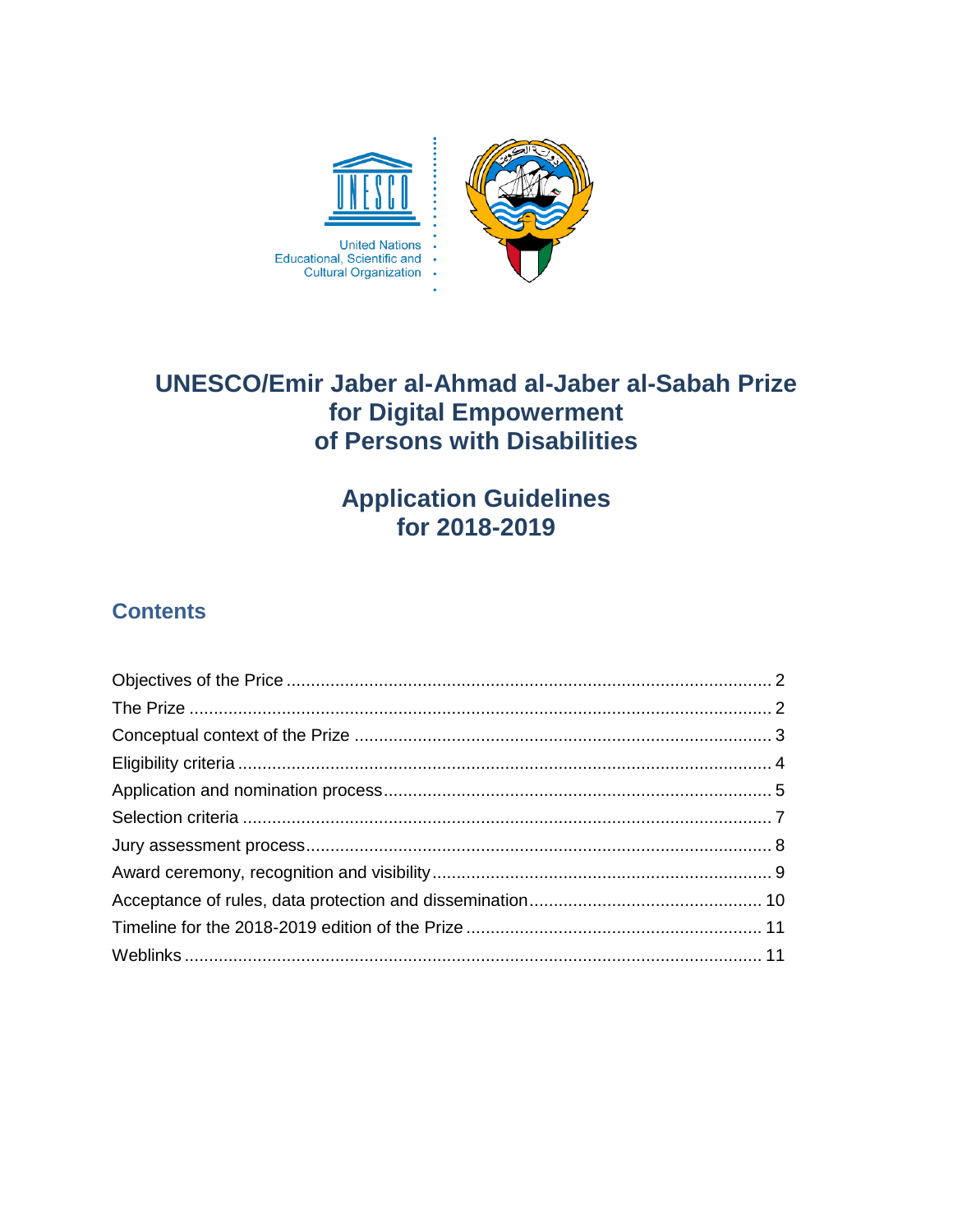# UNESCO/Emir Jaber al-Ahmad al-Jaber al-Sabah Prize for Digital Empowerment of Persons with Disabilities

## Application Guidelines for 2018-2019

### Contents

Objectives of the Price ........ 2
The Prize ........ 2
Conceptual context of the Prize ........ 3
Eligibility criteria ........ 4
Application and nomination process ........ 5
Selection criteria ........ 7
Jury assessment process ........ 8
Award ceremony, recognition and visibility ........ 9
Acceptance of rules, data protection and dissemination ........ 10
Timeline for the 2018-2019 edition of the Prize ........ 11
Weblinks ........ 11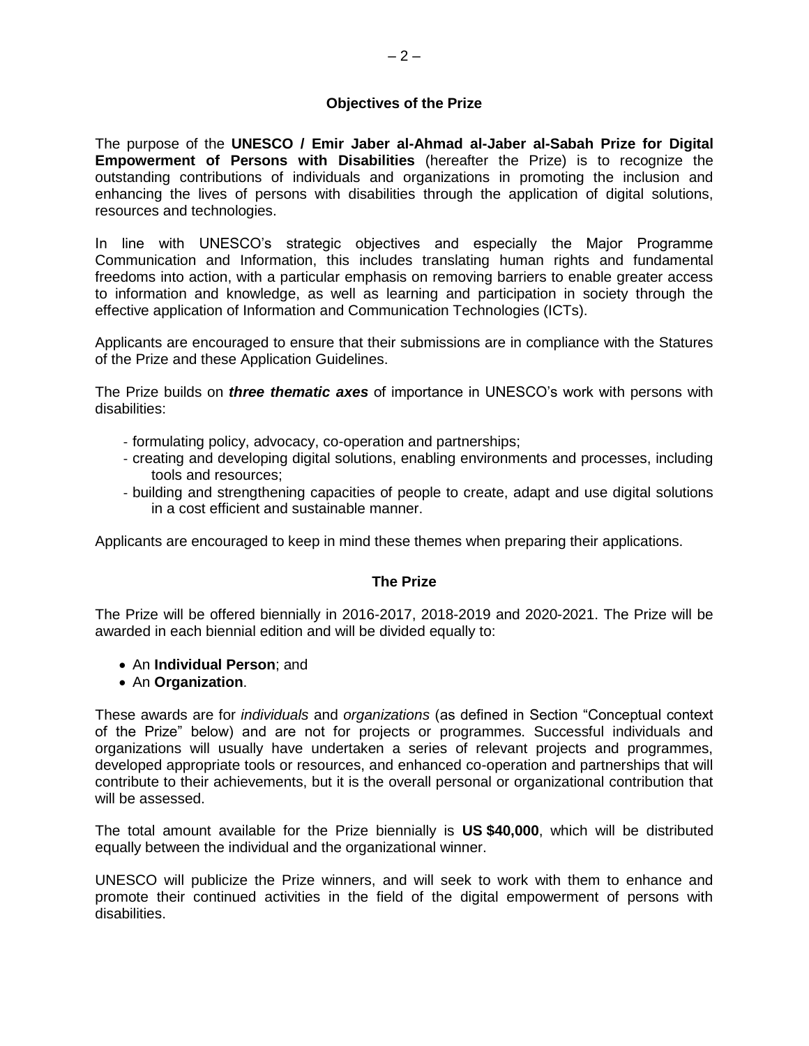## Objectives of the Prize

The purpose of the **UNESCO / Emir Jaber al-Ahmad al-Jaber al-Sabah Prize for Digital Empowerment of Persons with Disabilities** (hereafter the Prize) is to recognize the outstanding contributions of individuals and organizations in promoting the inclusion and enhancing the lives of persons with disabilities through the application of digital solutions, resources and technologies.

In line with UNESCO's strategic objectives and especially the Major Programme Communication and Information, this includes translating human rights and fundamental freedoms into action, with a particular emphasis on removing barriers to enable greater access to information and knowledge, as well as learning and participation in society through the effective application of Information and Communication Technologies (ICTs).

Applicants are encouraged to ensure that their submissions are in compliance with the Statures of the Prize and these Application Guidelines.

The Prize builds on ***three thematic axes*** of importance in UNESCO's work with persons with disabilities:

- formulating policy, advocacy, co-operation and partnerships;
- creating and developing digital solutions, enabling environments and processes, including tools and resources;
- building and strengthening capacities of people to create, adapt and use digital solutions in a cost efficient and sustainable manner.

Applicants are encouraged to keep in mind these themes when preparing their applications.

## The Prize

The Prize will be offered biennially in 2016-2017, 2018-2019 and 2020-2021. The Prize will be awarded in each biennial edition and will be divided equally to:

- An **Individual Person**; and
- An **Organization**.

These awards are for *individuals* and *organizations* (as defined in Section "Conceptual context of the Prize" below) and are not for projects or programmes. Successful individuals and organizations will usually have undertaken a series of relevant projects and programmes, developed appropriate tools or resources, and enhanced co-operation and partnerships that will contribute to their achievements, but it is the overall personal or organizational contribution that will be assessed.

The total amount available for the Prize biennially is **US $40,000**, which will be distributed equally between the individual and the organizational winner.

UNESCO will publicize the Prize winners, and will seek to work with them to enhance and promote their continued activities in the field of the digital empowerment of persons with disabilities.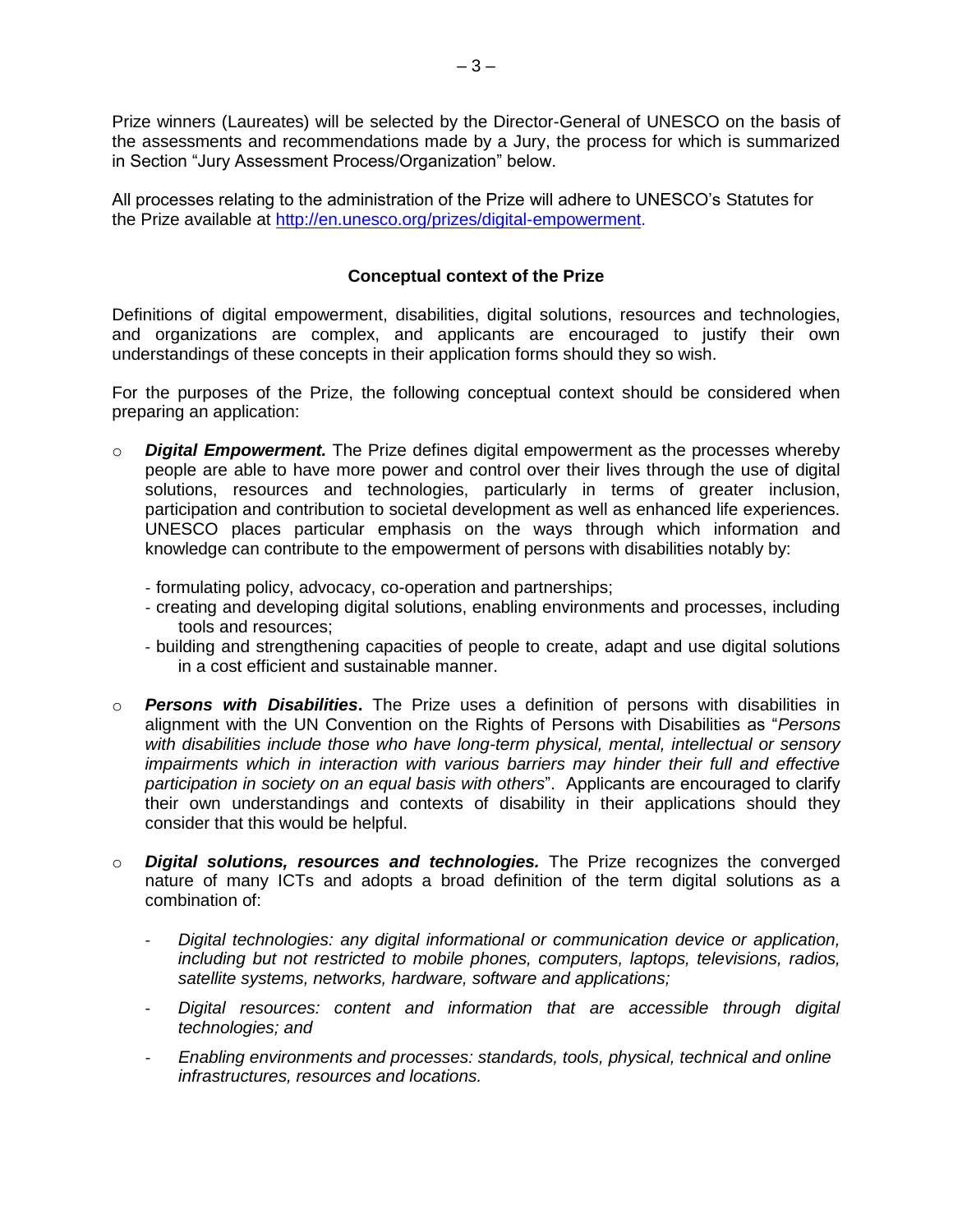Prize winners (Laureates) will be selected by the Director-General of UNESCO on the basis of the assessments and recommendations made by a Jury, the process for which is summarized in Section "Jury Assessment Process/Organization" below.

All processes relating to the administration of the Prize will adhere to UNESCO's Statutes for the Prize available at http://en.unesco.org/prizes/digital-empowerment.

**Conceptual context of the Prize**

Definitions of digital empowerment, disabilities, digital solutions, resources and technologies, and organizations are complex, and applicants are encouraged to justify their own understandings of these concepts in their application forms should they so wish.

For the purposes of the Prize, the following conceptual context should be considered when preparing an application:

- ***Digital Empowerment.*** The Prize defines digital empowerment as the processes whereby people are able to have more power and control over their lives through the use of digital solutions, resources and technologies, particularly in terms of greater inclusion, participation and contribution to societal development as well as enhanced life experiences. UNESCO places particular emphasis on the ways through which information and knowledge can contribute to the empowerment of persons with disabilities notably by:

  - formulating policy, advocacy, co-operation and partnerships;
  - creating and developing digital solutions, enabling environments and processes, including tools and resources;
  - building and strengthening capacities of people to create, adapt and use digital solutions in a cost efficient and sustainable manner.

- ***Persons with Disabilities*****.** The Prize uses a definition of persons with disabilities in alignment with the UN Convention on the Rights of Persons with Disabilities as "*Persons with disabilities include those who have long-term physical, mental, intellectual or sensory impairments which in interaction with various barriers may hinder their full and effective participation in society on an equal basis with others*". Applicants are encouraged to clarify their own understandings and contexts of disability in their applications should they consider that this would be helpful.

- ***Digital solutions, resources and technologies.*** The Prize recognizes the converged nature of many ICTs and adopts a broad definition of the term digital solutions as a combination of:

  - *Digital technologies: any digital informational or communication device or application, including but not restricted to mobile phones, computers, laptops, televisions, radios, satellite systems, networks, hardware, software and applications;*

  - *Digital resources: content and information that are accessible through digital technologies; and*

  - *Enabling environments and processes: standards, tools, physical, technical and online infrastructures, resources and locations.*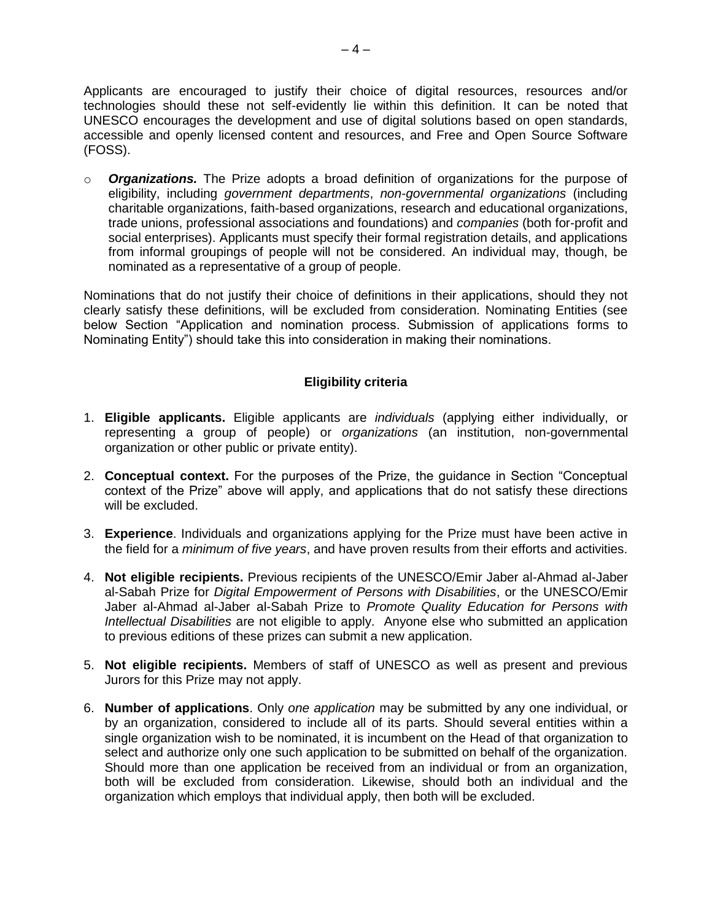Applicants are encouraged to justify their choice of digital resources, resources and/or technologies should these not self-evidently lie within this definition. It can be noted that UNESCO encourages the development and use of digital solutions based on open standards, accessible and openly licensed content and resources, and Free and Open Source Software (FOSS).

- ***Organizations.*** The Prize adopts a broad definition of organizations for the purpose of eligibility, including *government departments*, *non-governmental organizations* (including charitable organizations, faith-based organizations, research and educational organizations, trade unions, professional associations and foundations) and *companies* (both for-profit and social enterprises). Applicants must specify their formal registration details, and applications from informal groupings of people will not be considered. An individual may, though, be nominated as a representative of a group of people.

Nominations that do not justify their choice of definitions in their applications, should they not clearly satisfy these definitions, will be excluded from consideration. Nominating Entities (see below Section "Application and nomination process. Submission of applications forms to Nominating Entity") should take this into consideration in making their nominations.

## Eligibility criteria

1. **Eligible applicants.** Eligible applicants are *individuals* (applying either individually, or representing a group of people) or *organizations* (an institution, non-governmental organization or other public or private entity).

2. **Conceptual context.** For the purposes of the Prize, the guidance in Section "Conceptual context of the Prize" above will apply, and applications that do not satisfy these directions will be excluded.

3. **Experience**. Individuals and organizations applying for the Prize must have been active in the field for a *minimum of five years*, and have proven results from their efforts and activities.

4. **Not eligible recipients.** Previous recipients of the UNESCO/Emir Jaber al-Ahmad al-Jaber al-Sabah Prize for *Digital Empowerment of Persons with Disabilities*, or the UNESCO/Emir Jaber al-Ahmad al-Jaber al-Sabah Prize to *Promote Quality Education for Persons with Intellectual Disabilities* are not eligible to apply. Anyone else who submitted an application to previous editions of these prizes can submit a new application.

5. **Not eligible recipients.** Members of staff of UNESCO as well as present and previous Jurors for this Prize may not apply.

6. **Number of applications**. Only *one application* may be submitted by any one individual, or by an organization, considered to include all of its parts. Should several entities within a single organization wish to be nominated, it is incumbent on the Head of that organization to select and authorize only one such application to be submitted on behalf of the organization. Should more than one application be received from an individual or from an organization, both will be excluded from consideration. Likewise, should both an individual and the organization which employs that individual apply, then both will be excluded.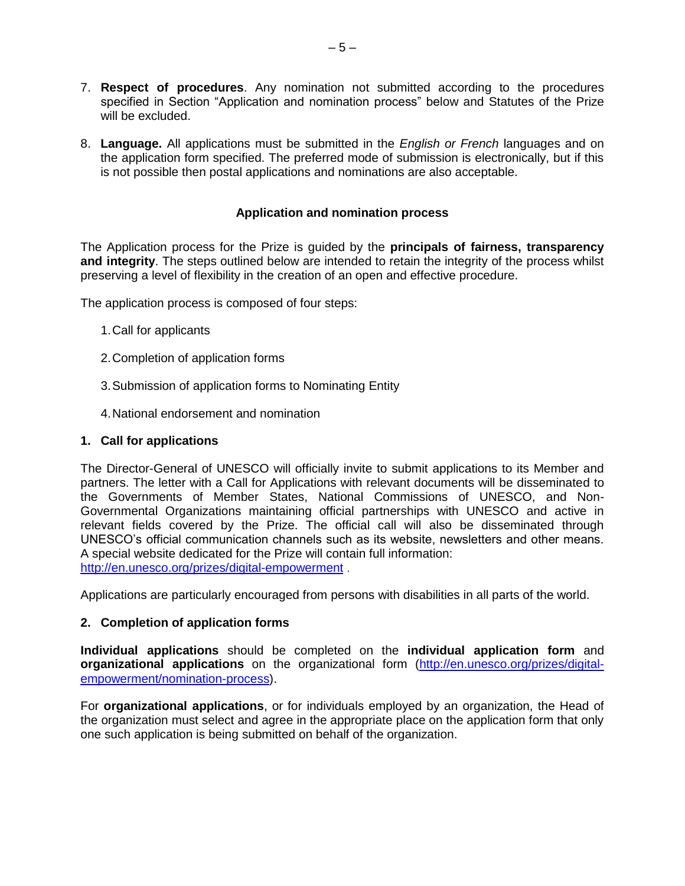7. **Respect of procedures**. Any nomination not submitted according to the procedures specified in Section "Application and nomination process" below and Statutes of the Prize will be excluded.

8. **Language.** All applications must be submitted in the *English or French* languages and on the application form specified. The preferred mode of submission is electronically, but if this is not possible then postal applications and nominations are also acceptable.

## Application and nomination process

The Application process for the Prize is guided by the **principals of fairness, transparency and integrity**. The steps outlined below are intended to retain the integrity of the process whilst preserving a level of flexibility in the creation of an open and effective procedure.

The application process is composed of four steps:

1. Call for applicants

2. Completion of application forms

3. Submission of application forms to Nominating Entity

4. National endorsement and nomination

### 1. Call for applications

The Director-General of UNESCO will officially invite to submit applications to its Member and partners. The letter with a Call for Applications with relevant documents will be disseminated to the Governments of Member States, National Commissions of UNESCO, and Non-Governmental Organizations maintaining official partnerships with UNESCO and active in relevant fields covered by the Prize. The official call will also be disseminated through UNESCO's official communication channels such as its website, newsletters and other means. A special website dedicated for the Prize will contain full information: [http://en.unesco.org/prizes/digital-empowerment](http://en.unesco.org/prizes/digital-empowerment) .

Applications are particularly encouraged from persons with disabilities in all parts of the world.

### 2. Completion of application forms

**Individual applications** should be completed on the **individual application form** and **organizational applications** on the organizational form ([http://en.unesco.org/prizes/digital-empowerment/nomination-process](http://en.unesco.org/prizes/digital-empowerment/nomination-process)).

For **organizational applications**, or for individuals employed by an organization, the Head of the organization must select and agree in the appropriate place on the application form that only one such application is being submitted on behalf of the organization.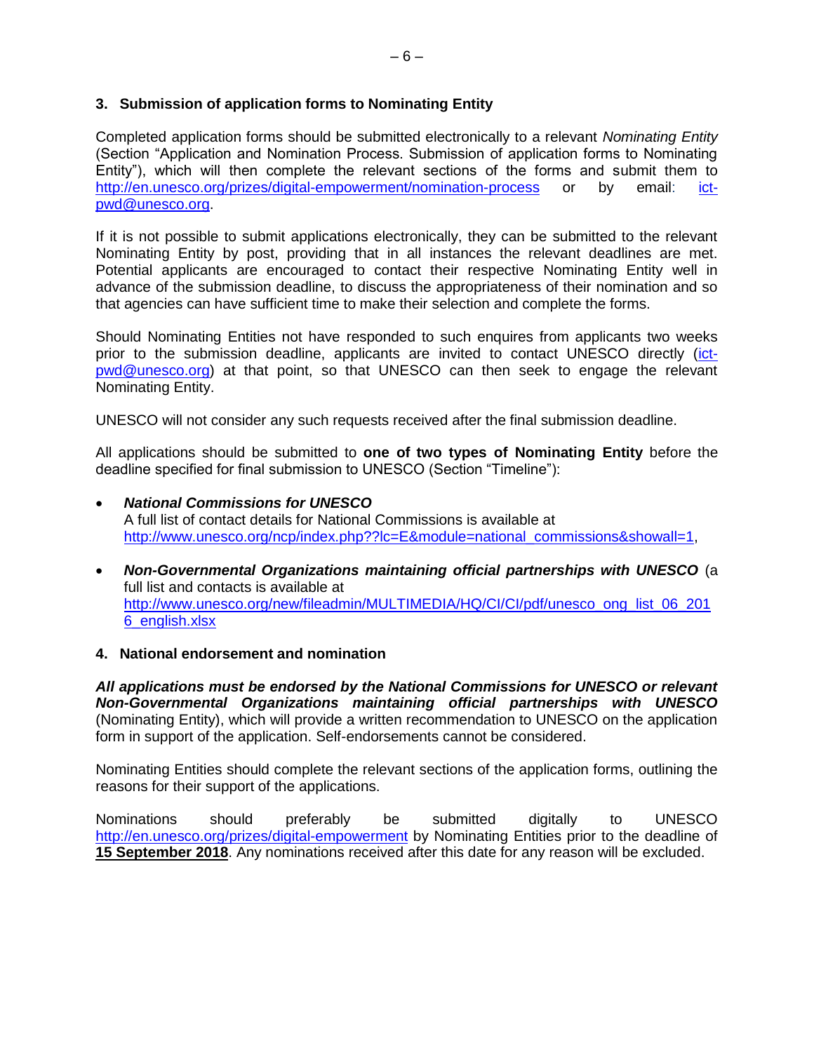### 3. Submission of application forms to Nominating Entity

Completed application forms should be submitted electronically to a relevant *Nominating Entity* (Section "Application and Nomination Process. Submission of application forms to Nominating Entity"), which will then complete the relevant sections of the forms and submit them to http://en.unesco.org/prizes/digital-empowerment/nomination-process or by email: ict-pwd@unesco.org.

If it is not possible to submit applications electronically, they can be submitted to the relevant Nominating Entity by post, providing that in all instances the relevant deadlines are met. Potential applicants are encouraged to contact their respective Nominating Entity well in advance of the submission deadline, to discuss the appropriateness of their nomination and so that agencies can have sufficient time to make their selection and complete the forms.

Should Nominating Entities not have responded to such enquires from applicants two weeks prior to the submission deadline, applicants are invited to contact UNESCO directly (ict-pwd@unesco.org) at that point, so that UNESCO can then seek to engage the relevant Nominating Entity.

UNESCO will not consider any such requests received after the final submission deadline.

All applications should be submitted to **one of two types of Nominating Entity** before the deadline specified for final submission to UNESCO (Section "Timeline"):

- ***National Commissions for UNESCO***
  A full list of contact details for National Commissions is available at http://www.unesco.org/ncp/index.php??lc=E&module=national_commissions&showall=1,

- ***Non-Governmental Organizations maintaining official partnerships with UNESCO*** (a full list and contacts is available at http://www.unesco.org/new/fileadmin/MULTIMEDIA/HQ/CI/CI/pdf/unesco_ong_list_06_2016_english.xlsx

### 4. National endorsement and nomination

***All applications must be endorsed by the National Commissions for UNESCO or relevant Non-Governmental Organizations maintaining official partnerships with UNESCO*** (Nominating Entity), which will provide a written recommendation to UNESCO on the application form in support of the application. Self-endorsements cannot be considered.

Nominating Entities should complete the relevant sections of the application forms, outlining the reasons for their support of the applications.

Nominations should preferably be submitted digitally to UNESCO http://en.unesco.org/prizes/digital-empowerment by Nominating Entities prior to the deadline of **15 September 2018**. Any nominations received after this date for any reason will be excluded.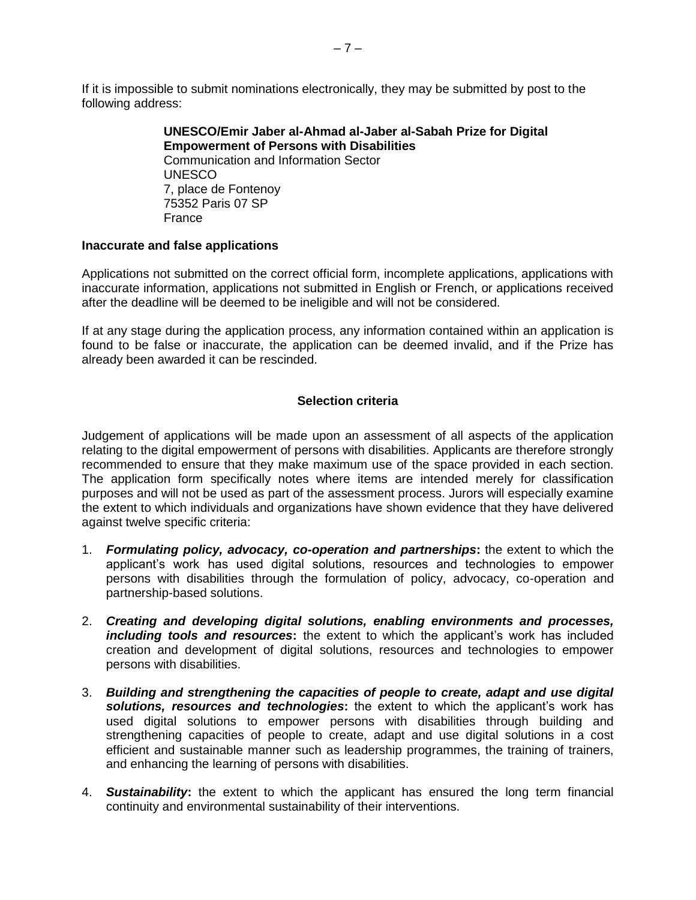If it is impossible to submit nominations electronically, they may be submitted by post to the following address:

> **UNESCO/Emir Jaber al-Ahmad al-Jaber al-Sabah Prize for Digital Empowerment of Persons with Disabilities**
> Communication and Information Sector
> UNESCO
> 7, place de Fontenoy
> 75352 Paris 07 SP
> France

**Inaccurate and false applications**

Applications not submitted on the correct official form, incomplete applications, applications with inaccurate information, applications not submitted in English or French, or applications received after the deadline will be deemed to be ineligible and will not be considered.

If at any stage during the application process, any information contained within an application is found to be false or inaccurate, the application can be deemed invalid, and if the Prize has already been awarded it can be rescinded.

## Selection criteria

Judgement of applications will be made upon an assessment of all aspects of the application relating to the digital empowerment of persons with disabilities. Applicants are therefore strongly recommended to ensure that they make maximum use of the space provided in each section. The application form specifically notes where items are intended merely for classification purposes and will not be used as part of the assessment process. Jurors will especially examine the extent to which individuals and organizations have shown evidence that they have delivered against twelve specific criteria:

1. ***Formulating policy, advocacy, co-operation and partnerships*:** the extent to which the applicant's work has used digital solutions, resources and technologies to empower persons with disabilities through the formulation of policy, advocacy, co-operation and partnership-based solutions.

2. ***Creating and developing digital solutions, enabling environments and processes, including tools and resources*:** the extent to which the applicant's work has included creation and development of digital solutions, resources and technologies to empower persons with disabilities.

3. ***Building and strengthening the capacities of people to create, adapt and use digital solutions, resources and technologies*:** the extent to which the applicant's work has used digital solutions to empower persons with disabilities through building and strengthening capacities of people to create, adapt and use digital solutions in a cost efficient and sustainable manner such as leadership programmes, the training of trainers, and enhancing the learning of persons with disabilities.

4. ***Sustainability*:** the extent to which the applicant has ensured the long term financial continuity and environmental sustainability of their interventions.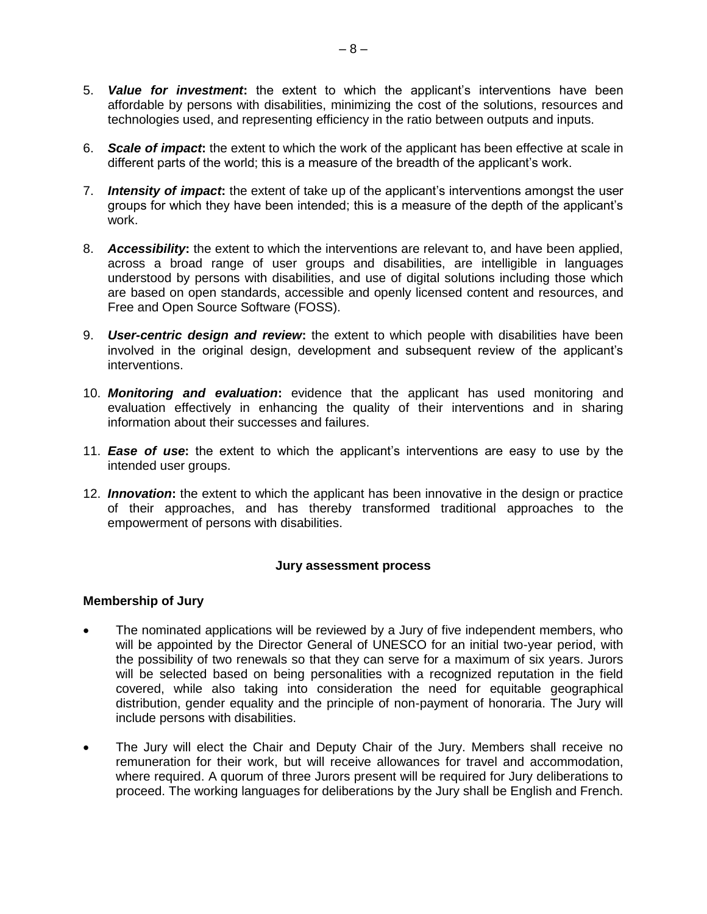5. ***Value for investment*:** the extent to which the applicant's interventions have been affordable by persons with disabilities, minimizing the cost of the solutions, resources and technologies used, and representing efficiency in the ratio between outputs and inputs.

6. ***Scale of impact*:** the extent to which the work of the applicant has been effective at scale in different parts of the world; this is a measure of the breadth of the applicant's work.

7. ***Intensity of impact*:** the extent of take up of the applicant's interventions amongst the user groups for which they have been intended; this is a measure of the depth of the applicant's work.

8. ***Accessibility*:** the extent to which the interventions are relevant to, and have been applied, across a broad range of user groups and disabilities, are intelligible in languages understood by persons with disabilities, and use of digital solutions including those which are based on open standards, accessible and openly licensed content and resources, and Free and Open Source Software (FOSS).

9. ***User-centric design and review*:** the extent to which people with disabilities have been involved in the original design, development and subsequent review of the applicant's interventions.

10. ***Monitoring and evaluation*:** evidence that the applicant has used monitoring and evaluation effectively in enhancing the quality of their interventions and in sharing information about their successes and failures.

11. ***Ease of use*:** the extent to which the applicant's interventions are easy to use by the intended user groups.

12. ***Innovation*:** the extent to which the applicant has been innovative in the design or practice of their approaches, and has thereby transformed traditional approaches to the empowerment of persons with disabilities.

## Jury assessment process

### Membership of Jury

- The nominated applications will be reviewed by a Jury of five independent members, who will be appointed by the Director General of UNESCO for an initial two-year period, with the possibility of two renewals so that they can serve for a maximum of six years. Jurors will be selected based on being personalities with a recognized reputation in the field covered, while also taking into consideration the need for equitable geographical distribution, gender equality and the principle of non-payment of honoraria. The Jury will include persons with disabilities.

- The Jury will elect the Chair and Deputy Chair of the Jury. Members shall receive no remuneration for their work, but will receive allowances for travel and accommodation, where required. A quorum of three Jurors present will be required for Jury deliberations to proceed. The working languages for deliberations by the Jury shall be English and French.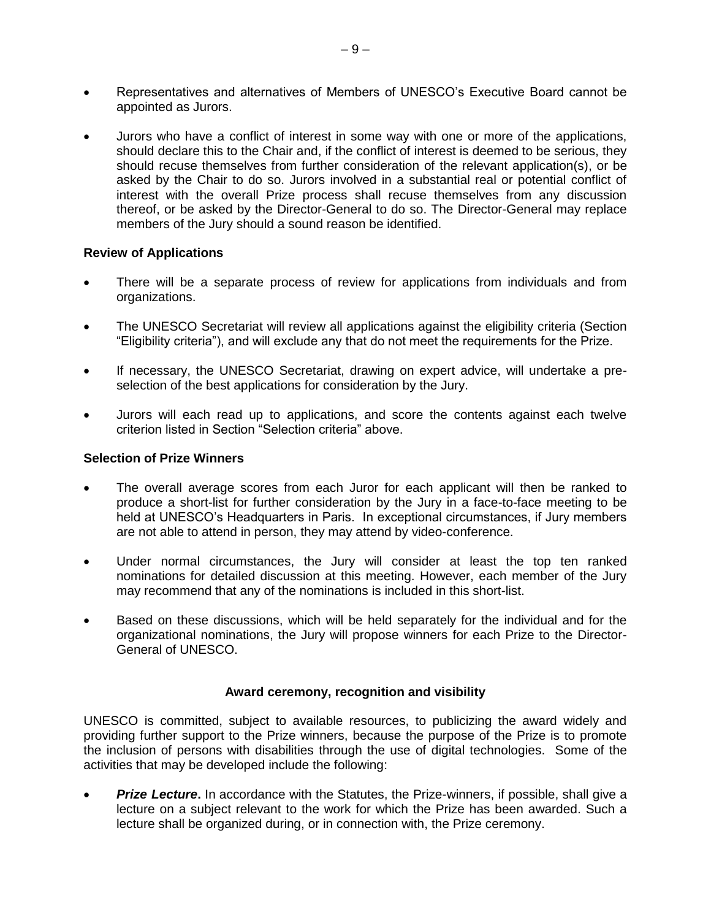- Representatives and alternatives of Members of UNESCO's Executive Board cannot be appointed as Jurors.

- Jurors who have a conflict of interest in some way with one or more of the applications, should declare this to the Chair and, if the conflict of interest is deemed to be serious, they should recuse themselves from further consideration of the relevant application(s), or be asked by the Chair to do so. Jurors involved in a substantial real or potential conflict of interest with the overall Prize process shall recuse themselves from any discussion thereof, or be asked by the Director-General to do so. The Director-General may replace members of the Jury should a sound reason be identified.

**Review of Applications**

- There will be a separate process of review for applications from individuals and from organizations.

- The UNESCO Secretariat will review all applications against the eligibility criteria (Section "Eligibility criteria"), and will exclude any that do not meet the requirements for the Prize.

- If necessary, the UNESCO Secretariat, drawing on expert advice, will undertake a pre-selection of the best applications for consideration by the Jury.

- Jurors will each read up to applications, and score the contents against each twelve criterion listed in Section "Selection criteria" above.

**Selection of Prize Winners**

- The overall average scores from each Juror for each applicant will then be ranked to produce a short-list for further consideration by the Jury in a face-to-face meeting to be held at UNESCO's Headquarters in Paris. In exceptional circumstances, if Jury members are not able to attend in person, they may attend by video-conference.

- Under normal circumstances, the Jury will consider at least the top ten ranked nominations for detailed discussion at this meeting. However, each member of the Jury may recommend that any of the nominations is included in this short-list.

- Based on these discussions, which will be held separately for the individual and for the organizational nominations, the Jury will propose winners for each Prize to the Director-General of UNESCO.

## Award ceremony, recognition and visibility

UNESCO is committed, subject to available resources, to publicizing the award widely and providing further support to the Prize winners, because the purpose of the Prize is to promote the inclusion of persons with disabilities through the use of digital technologies. Some of the activities that may be developed include the following:

- ***Prize Lecture*.** In accordance with the Statutes, the Prize-winners, if possible, shall give a lecture on a subject relevant to the work for which the Prize has been awarded. Such a lecture shall be organized during, or in connection with, the Prize ceremony.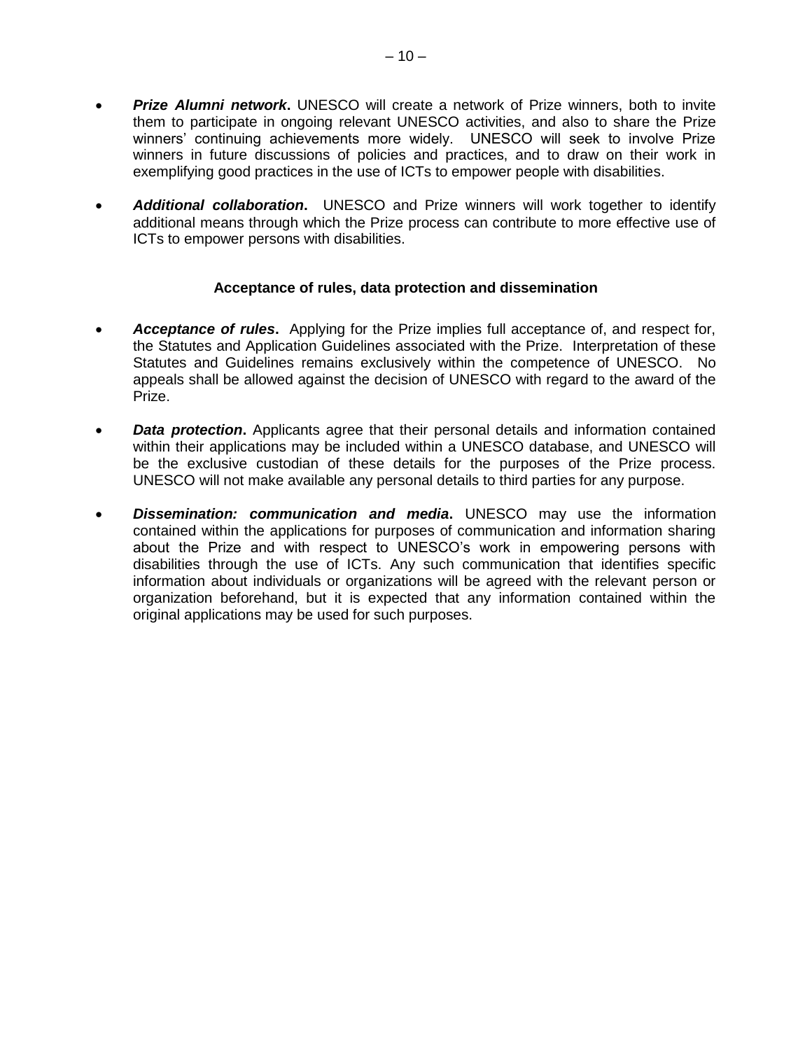- ***Prize Alumni network*.** UNESCO will create a network of Prize winners, both to invite them to participate in ongoing relevant UNESCO activities, and also to share the Prize winners' continuing achievements more widely. UNESCO will seek to involve Prize winners in future discussions of policies and practices, and to draw on their work in exemplifying good practices in the use of ICTs to empower people with disabilities.

- ***Additional collaboration*.** UNESCO and Prize winners will work together to identify additional means through which the Prize process can contribute to more effective use of ICTs to empower persons with disabilities.

### Acceptance of rules, data protection and dissemination

- ***Acceptance of rules*.** Applying for the Prize implies full acceptance of, and respect for, the Statutes and Application Guidelines associated with the Prize. Interpretation of these Statutes and Guidelines remains exclusively within the competence of UNESCO. No appeals shall be allowed against the decision of UNESCO with regard to the award of the Prize.

- ***Data protection*.** Applicants agree that their personal details and information contained within their applications may be included within a UNESCO database, and UNESCO will be the exclusive custodian of these details for the purposes of the Prize process. UNESCO will not make available any personal details to third parties for any purpose.

- ***Dissemination: communication and media*.** UNESCO may use the information contained within the applications for purposes of communication and information sharing about the Prize and with respect to UNESCO's work in empowering persons with disabilities through the use of ICTs. Any such communication that identifies specific information about individuals or organizations will be agreed with the relevant person or organization beforehand, but it is expected that any information contained within the original applications may be used for such purposes.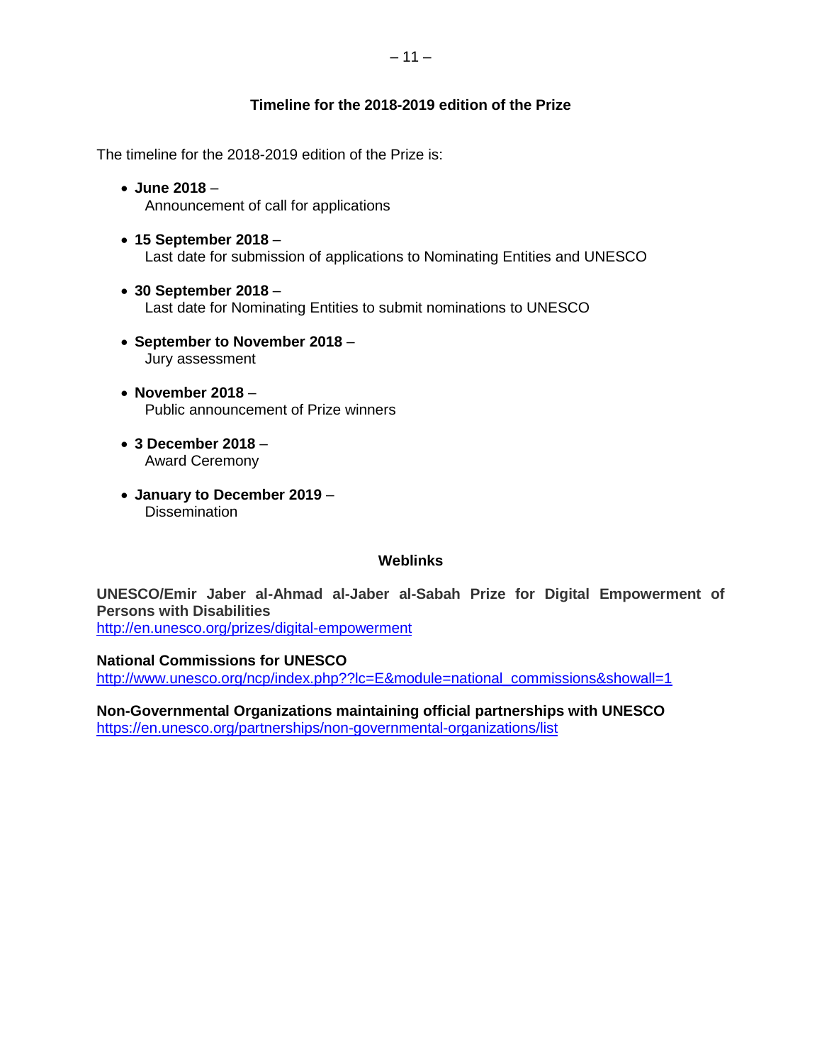## Timeline for the 2018-2019 edition of the Prize

The timeline for the 2018-2019 edition of the Prize is:

- **June 2018** –
  Announcement of call for applications

- **15 September 2018** –
  Last date for submission of applications to Nominating Entities and UNESCO

- **30 September 2018** –
  Last date for Nominating Entities to submit nominations to UNESCO

- **September to November 2018** –
  Jury assessment

- **November 2018** –
  Public announcement of Prize winners

- **3 December 2018** –
  Award Ceremony

- **January to December 2019** –
  Dissemination

## Weblinks

**UNESCO/Emir Jaber al-Ahmad al-Jaber al-Sabah Prize for Digital Empowerment of Persons with Disabilities**
http://en.unesco.org/prizes/digital-empowerment

**National Commissions for UNESCO**
http://www.unesco.org/ncp/index.php??lc=E&module=national_commissions&showall=1

**Non-Governmental Organizations maintaining official partnerships with UNESCO**
https://en.unesco.org/partnerships/non-governmental-organizations/list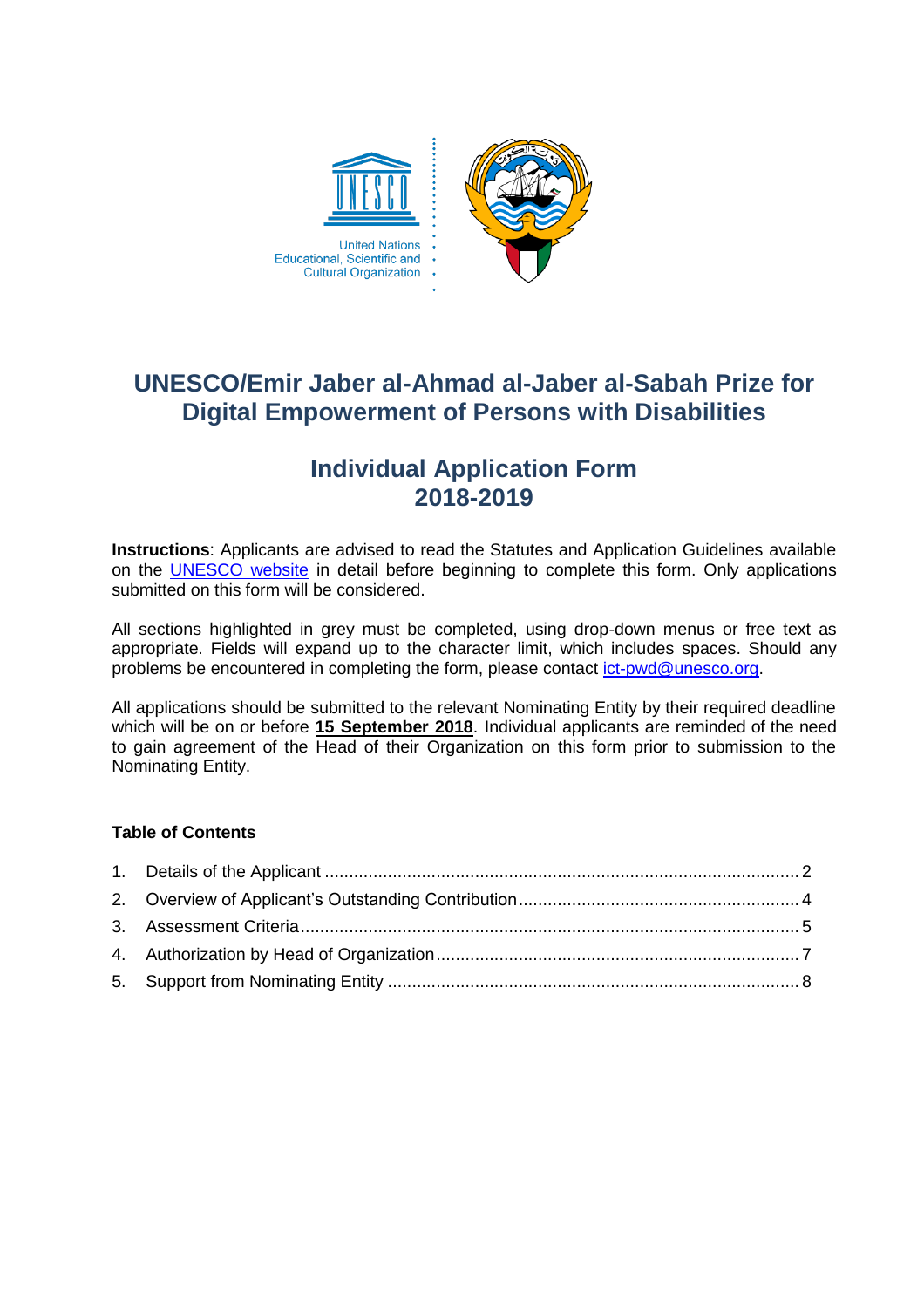# UNESCO/Emir Jaber al-Ahmad al-Jaber al-Sabah Prize for Digital Empowerment of Persons with Disabilities

## Individual Application Form 2018-2019

**Instructions**: Applicants are advised to read the Statutes and Application Guidelines available on the UNESCO website in detail before beginning to complete this form. Only applications submitted on this form will be considered.

All sections highlighted in grey must be completed, using drop-down menus or free text as appropriate. Fields will expand up to the character limit, which includes spaces. Should any problems be encountered in completing the form, please contact ict-pwd@unesco.org.

All applications should be submitted to the relevant Nominating Entity by their required deadline which will be on or before **15 September 2018**. Individual applicants are reminded of the need to gain agreement of the Head of their Organization on this form prior to submission to the Nominating Entity.

**Table of Contents**

1. Details of the Applicant .......... 2
2. Overview of Applicant's Outstanding Contribution .......... 4
3. Assessment Criteria .......... 5
4. Authorization by Head of Organization .......... 7
5. Support from Nominating Entity .......... 8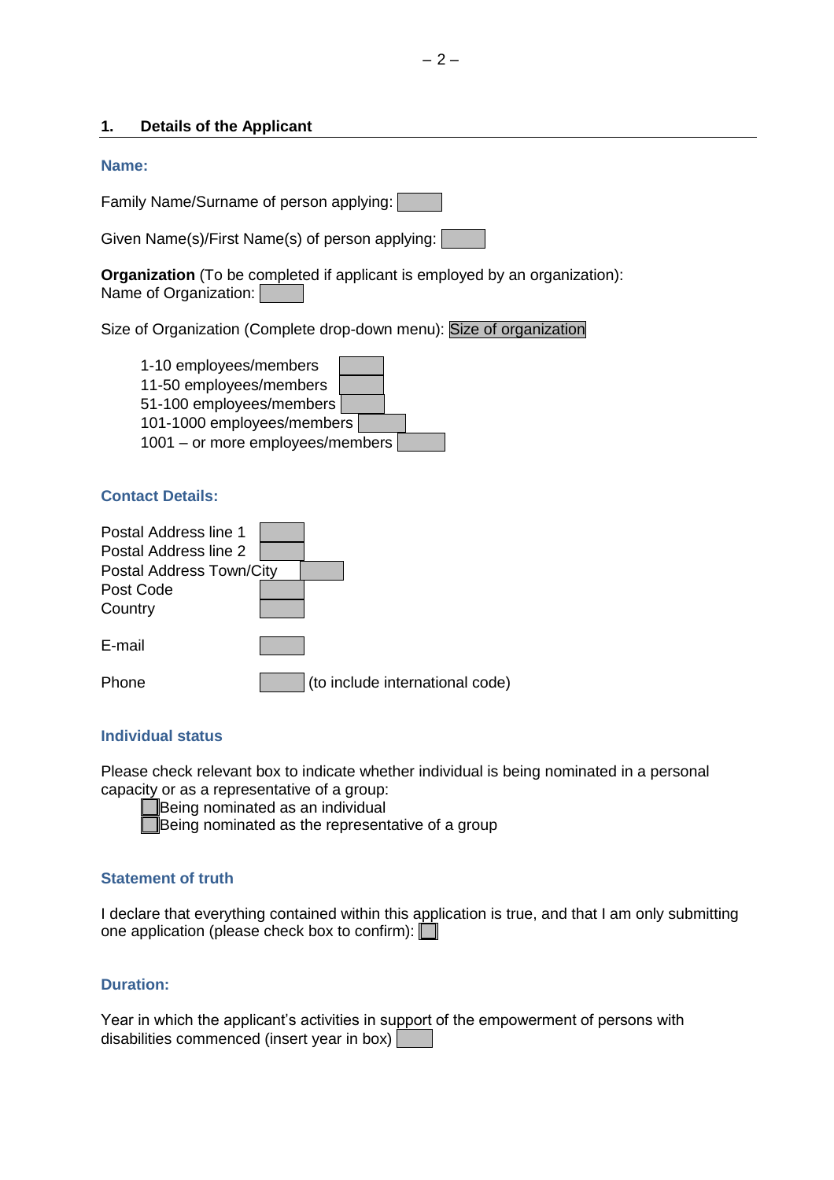## 1. Details of the Applicant

### Name:

Family Name/Surname of person applying:

Given Name(s)/First Name(s) of person applying:

**Organization** (To be completed if applicant is employed by an organization):
Name of Organization:

Size of Organization (Complete drop-down menu): Size of organization

- 1-10 employees/members
- 11-50 employees/members
- 51-100 employees/members
- 101-1000 employees/members
- 1001 – or more employees/members

### Contact Details:

Postal Address line 1
Postal Address line 2
Postal Address Town/City
Post Code
Country

E-mail

Phone (to include international code)

### Individual status

Please check relevant box to indicate whether individual is being nominated in a personal capacity or as a representative of a group:

- ☐ Being nominated as an individual
- ☐ Being nominated as the representative of a group

### Statement of truth

I declare that everything contained within this application is true, and that I am only submitting one application (please check box to confirm): ☐

### Duration:

Year in which the applicant's activities in support of the empowerment of persons with disabilities commenced (insert year in box)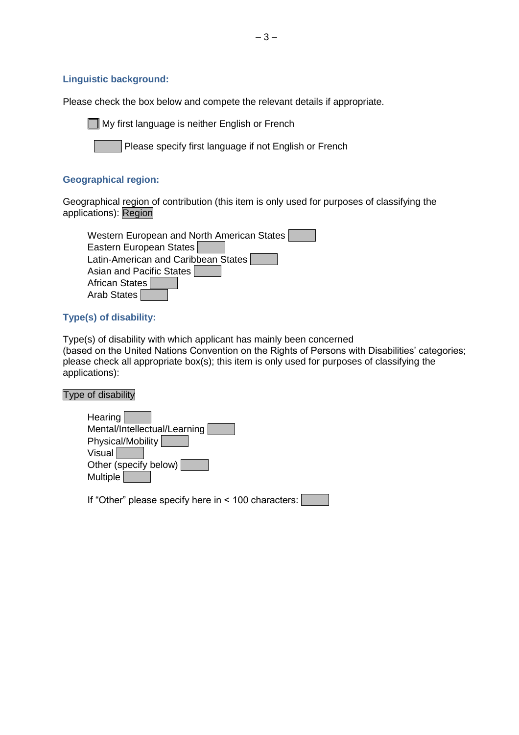### Linguistic background:

Please check the box below and compete the relevant details if appropriate.

☐ My first language is neither English or French

☐ Please specify first language if not English or French

### Geographical region:

Geographical region of contribution (this item is only used for purposes of classifying the applications): Region

- Western European and North American States ☐
- Eastern European States ☐
- Latin-American and Caribbean States ☐
- Asian and Pacific States ☐
- African States ☐
- Arab States ☐

### Type(s) of disability:

Type(s) of disability with which applicant has mainly been concerned
(based on the United Nations Convention on the Rights of Persons with Disabilities' categories; please check all appropriate box(s); this item is only used for purposes of classifying the applications):

Type of disability

- Hearing ☐
- Mental/Intellectual/Learning ☐
- Physical/Mobility ☐
- Visual ☐
- Other (specify below) ☐
- Multiple ☐

If "Other" please specify here in < 100 characters: ☐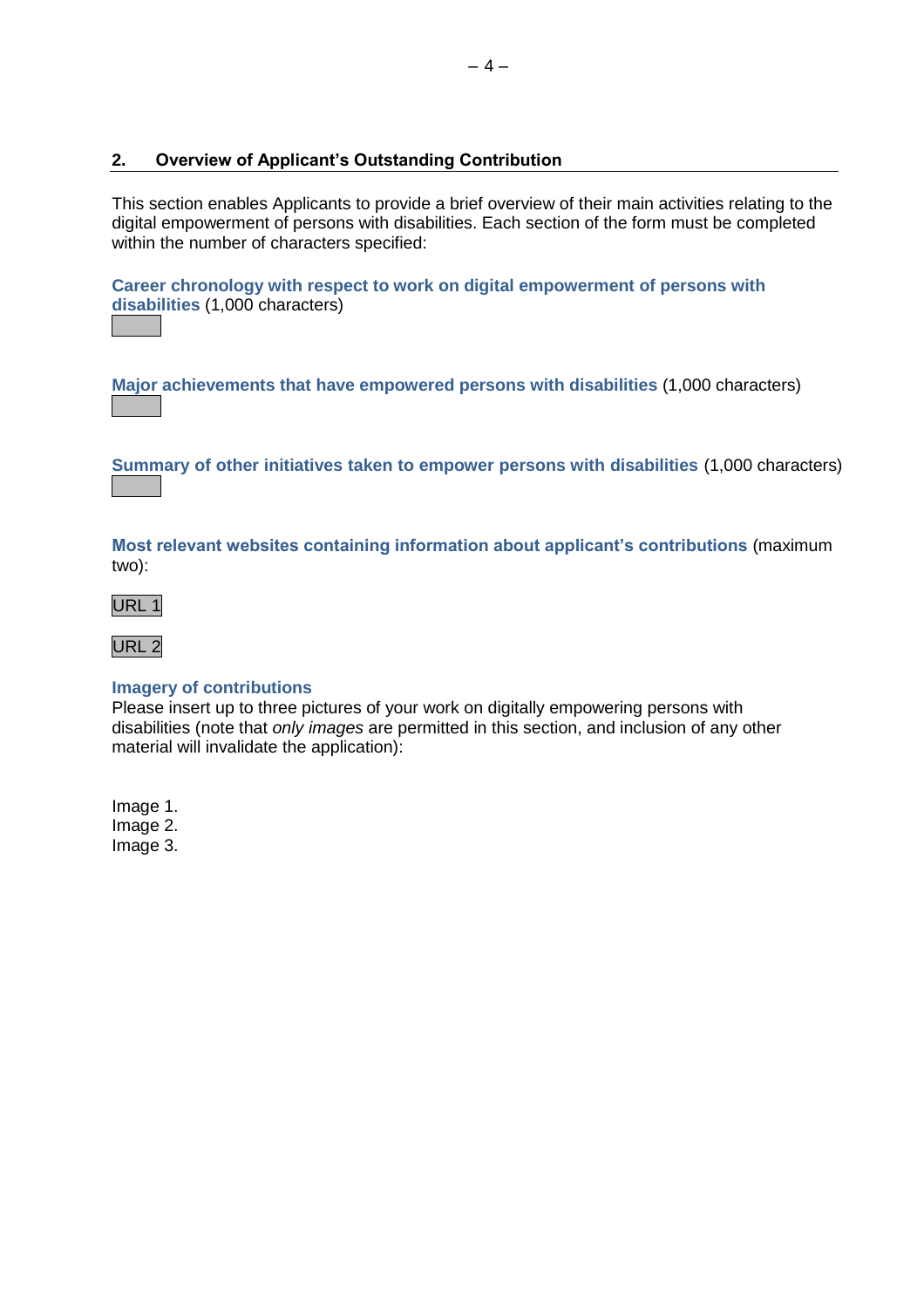## 2. Overview of Applicant's Outstanding Contribution

This section enables Applicants to provide a brief overview of their main activities relating to the digital empowerment of persons with disabilities. Each section of the form must be completed within the number of characters specified:

**Career chronology with respect to work on digital empowerment of persons with disabilities** (1,000 characters)

**Major achievements that have empowered persons with disabilities** (1,000 characters)

**Summary of other initiatives taken to empower persons with disabilities** (1,000 characters)

**Most relevant websites containing information about applicant's contributions** (maximum two):

URL 1

URL 2

**Imagery of contributions**

Please insert up to three pictures of your work on digitally empowering persons with disabilities (note that *only images* are permitted in this section, and inclusion of any other material will invalidate the application):

Image 1.
Image 2.
Image 3.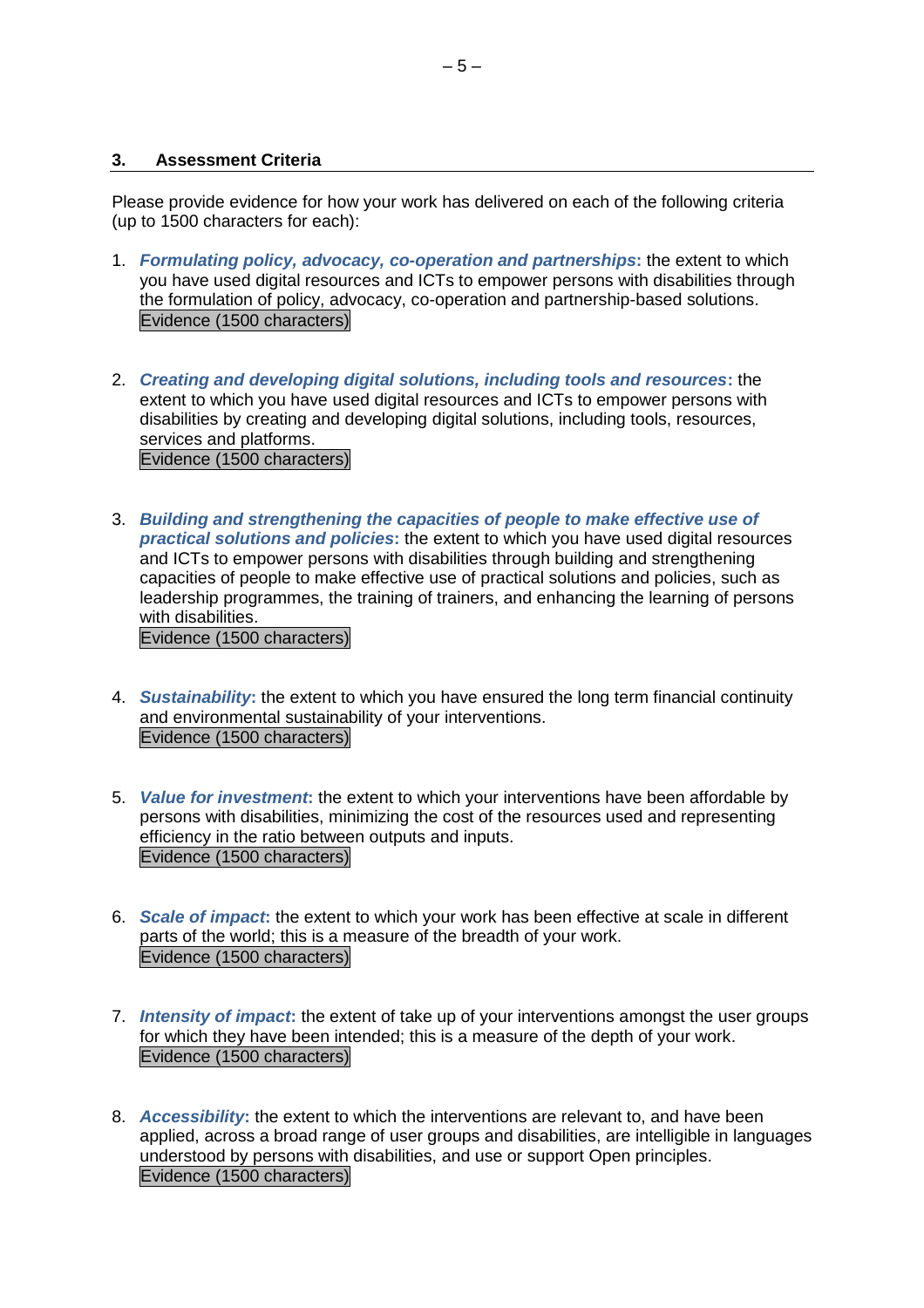## 3. Assessment Criteria

Please provide evidence for how your work has delivered on each of the following criteria (up to 1500 characters for each):

1. ***Formulating policy, advocacy, co-operation and partnerships*****:** the extent to which you have used digital resources and ICTs to empower persons with disabilities through the formulation of policy, advocacy, co-operation and partnership-based solutions.
   Evidence (1500 characters)

2. ***Creating and developing digital solutions, including tools and resources*****:** the extent to which you have used digital resources and ICTs to empower persons with disabilities by creating and developing digital solutions, including tools, resources, services and platforms.
   Evidence (1500 characters)

3. ***Building and strengthening the capacities of people to make effective use of practical solutions and policies*****:** the extent to which you have used digital resources and ICTs to empower persons with disabilities through building and strengthening capacities of people to make effective use of practical solutions and policies, such as leadership programmes, the training of trainers, and enhancing the learning of persons with disabilities.
   Evidence (1500 characters)

4. ***Sustainability*****:** the extent to which you have ensured the long term financial continuity and environmental sustainability of your interventions.
   Evidence (1500 characters)

5. ***Value for investment*****:** the extent to which your interventions have been affordable by persons with disabilities, minimizing the cost of the resources used and representing efficiency in the ratio between outputs and inputs.
   Evidence (1500 characters)

6. ***Scale of impact*****:** the extent to which your work has been effective at scale in different parts of the world; this is a measure of the breadth of your work.
   Evidence (1500 characters)

7. ***Intensity of impact*****:** the extent of take up of your interventions amongst the user groups for which they have been intended; this is a measure of the depth of your work.
   Evidence (1500 characters)

8. ***Accessibility*****:** the extent to which the interventions are relevant to, and have been applied, across a broad range of user groups and disabilities, are intelligible in languages understood by persons with disabilities, and use or support Open principles.
   Evidence (1500 characters)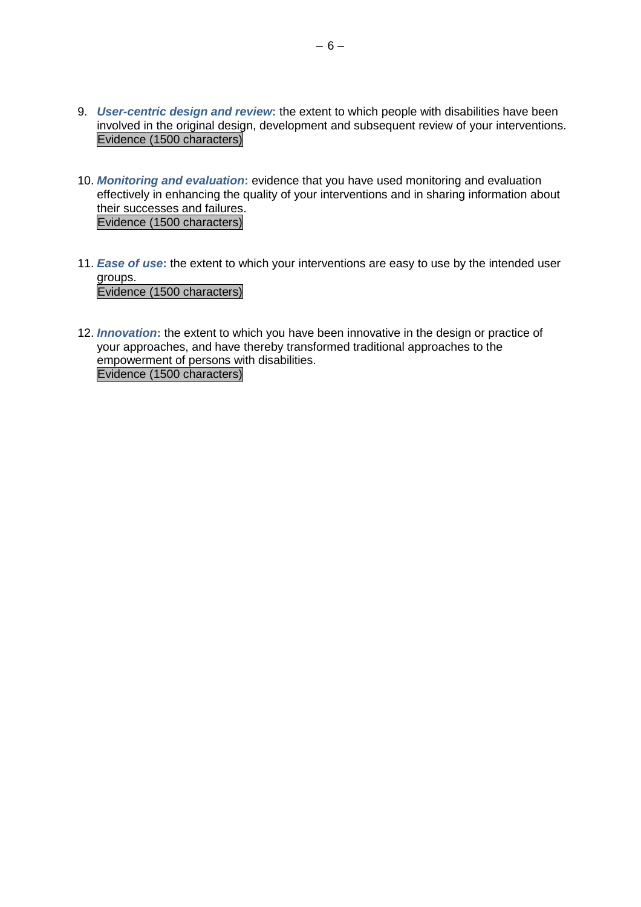9. ***User-centric design and review*****:** the extent to which people with disabilities have been involved in the original design, development and subsequent review of your interventions.
   Evidence (1500 characters)

10. ***Monitoring and evaluation*****:** evidence that you have used monitoring and evaluation effectively in enhancing the quality of your interventions and in sharing information about their successes and failures.
    Evidence (1500 characters)

11. ***Ease of use*****:** the extent to which your interventions are easy to use by the intended user groups.
    Evidence (1500 characters)

12. ***Innovation*****:** the extent to which you have been innovative in the design or practice of your approaches, and have thereby transformed traditional approaches to the empowerment of persons with disabilities.
    Evidence (1500 characters)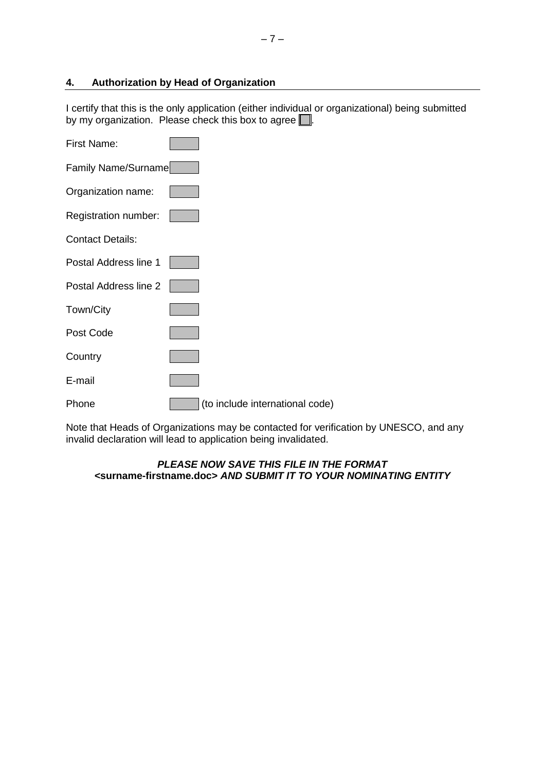## 4. Authorization by Head of Organization

I certify that this is the only application (either individual or organizational) being submitted by my organization. Please check this box to agree ☐.

First Name:

Family Name/Surname

Organization name:

Registration number:

Contact Details:

Postal Address line 1

Postal Address line 2

Town/City

Post Code

Country

E-mail

Phone (to include international code)

Note that Heads of Organizations may be contacted for verification by UNESCO, and any invalid declaration will lead to application being invalidated.

***PLEASE NOW SAVE THIS FILE IN THE FORMAT*** **<surname-firstname.doc>** ***AND SUBMIT IT TO YOUR NOMINATING ENTITY***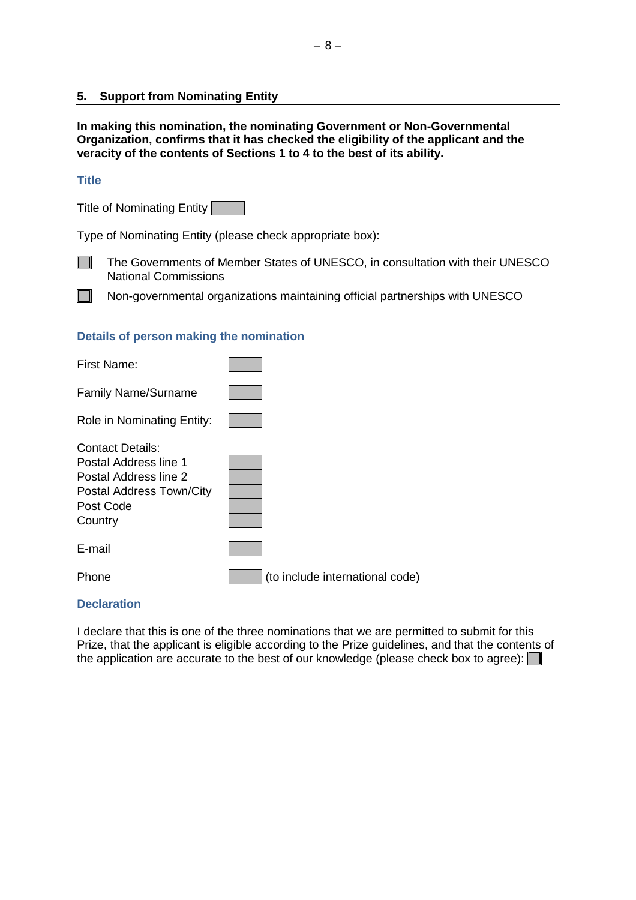## 5. Support from Nominating Entity

**In making this nomination, the nominating Government or Non-Governmental Organization, confirms that it has checked the eligibility of the applicant and the veracity of the contents of Sections 1 to 4 to the best of its ability.**

### Title

Title of Nominating Entity ☐

Type of Nominating Entity (please check appropriate box):

☐ The Governments of Member States of UNESCO, in consultation with their UNESCO National Commissions

☐ Non-governmental organizations maintaining official partnerships with UNESCO

### Details of person making the nomination

First Name: ☐

Family Name/Surname ☐

Role in Nominating Entity: ☐

Contact Details:
Postal Address line 1 ☐
Postal Address line 2 ☐
Postal Address Town/City ☐
Post Code ☐
Country ☐

E-mail ☐

Phone ☐ (to include international code)

### Declaration

I declare that this is one of the three nominations that we are permitted to submit for this Prize, that the applicant is eligible according to the Prize guidelines, and that the contents of the application are accurate to the best of our knowledge (please check box to agree): ☐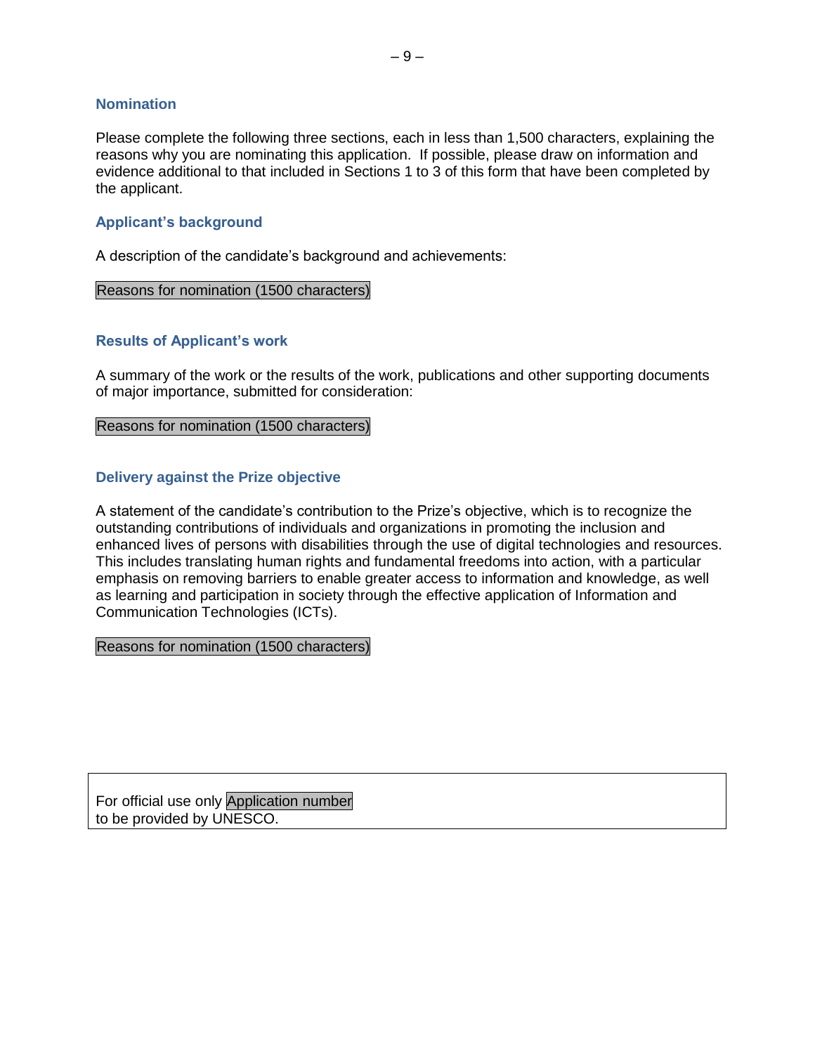## Nomination

Please complete the following three sections, each in less than 1,500 characters, explaining the reasons why you are nominating this application. If possible, please draw on information and evidence additional to that included in Sections 1 to 3 of this form that have been completed by the applicant.

### Applicant's background

A description of the candidate's background and achievements:

Reasons for nomination (1500 characters)

### Results of Applicant's work

A summary of the work or the results of the work, publications and other supporting documents of major importance, submitted for consideration:

Reasons for nomination (1500 characters)

### Delivery against the Prize objective

A statement of the candidate's contribution to the Prize's objective, which is to recognize the outstanding contributions of individuals and organizations in promoting the inclusion and enhanced lives of persons with disabilities through the use of digital technologies and resources. This includes translating human rights and fundamental freedoms into action, with a particular emphasis on removing barriers to enable greater access to information and knowledge, as well as learning and participation in society through the effective application of Information and Communication Technologies (ICTs).

Reasons for nomination (1500 characters)

For official use only Application number
to be provided by UNESCO.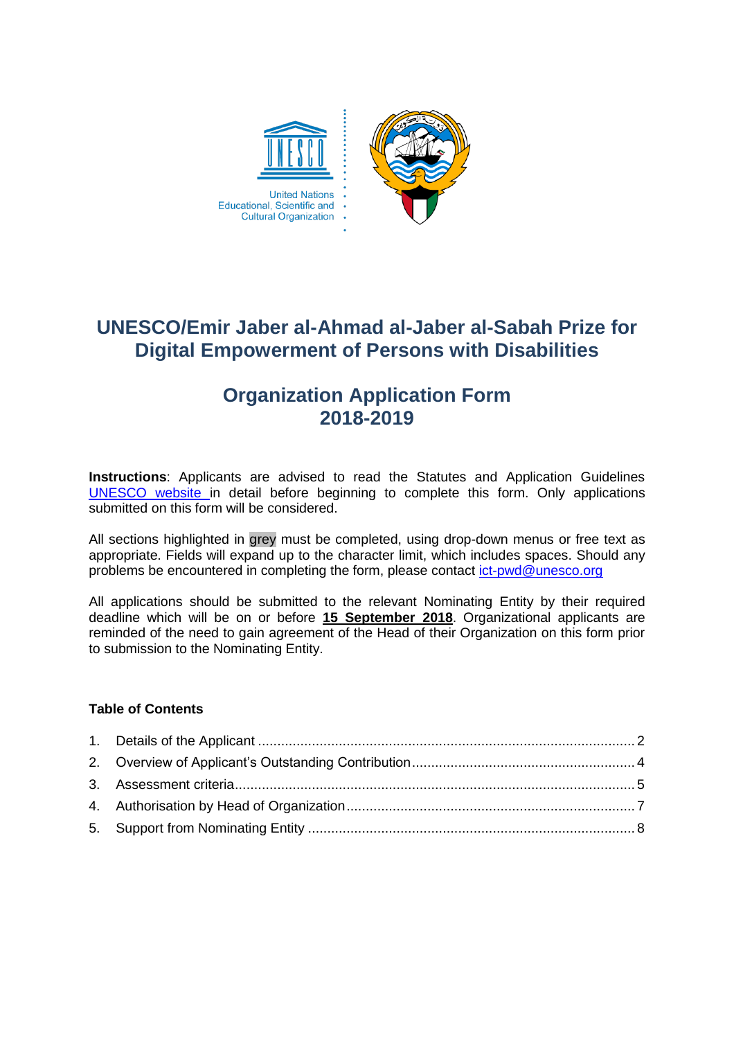# UNESCO/Emir Jaber al-Ahmad al-Jaber al-Sabah Prize for Digital Empowerment of Persons with Disabilities

## Organization Application Form 2018-2019

**Instructions**: Applicants are advised to read the Statutes and Application Guidelines [UNESCO website](#) in detail before beginning to complete this form. Only applications submitted on this form will be considered.

All sections highlighted in grey must be completed, using drop-down menus or free text as appropriate. Fields will expand up to the character limit, which includes spaces. Should any problems be encountered in completing the form, please contact ict-pwd@unesco.org

All applications should be submitted to the relevant Nominating Entity by their required deadline which will be on or before **15 September 2018**. Organizational applicants are reminded of the need to gain agreement of the Head of their Organization on this form prior to submission to the Nominating Entity.

**Table of Contents**

1. Details of the Applicant ..... 2
2. Overview of Applicant's Outstanding Contribution ..... 4
3. Assessment criteria ..... 5
4. Authorisation by Head of Organization ..... 7
5. Support from Nominating Entity ..... 8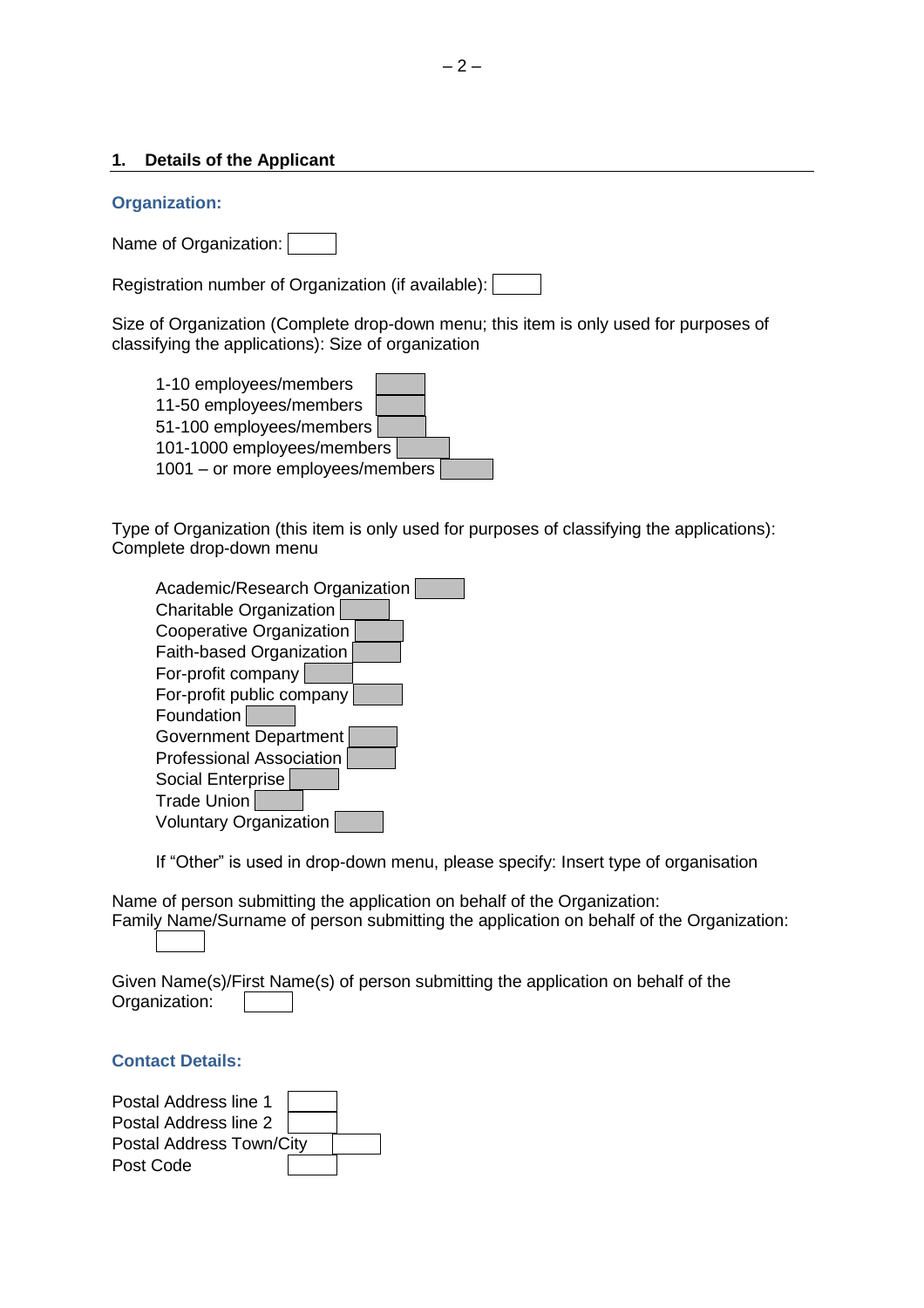## 1. Details of the Applicant

### Organization:

Name of Organization:

Registration number of Organization (if available):

Size of Organization (Complete drop-down menu; this item is only used for purposes of classifying the applications): Size of organization

- 1-10 employees/members
- 11-50 employees/members
- 51-100 employees/members
- 101-1000 employees/members
- 1001 – or more employees/members

Type of Organization (this item is only used for purposes of classifying the applications): Complete drop-down menu

- Academic/Research Organization
- Charitable Organization
- Cooperative Organization
- Faith-based Organization
- For-profit company
- For-profit public company
- Foundation
- Government Department
- Professional Association
- Social Enterprise
- Trade Union
- Voluntary Organization

If "Other" is used in drop-down menu, please specify: Insert type of organisation

Name of person submitting the application on behalf of the Organization:
Family Name/Surname of person submitting the application on behalf of the Organization:

Given Name(s)/First Name(s) of person submitting the application on behalf of the Organization:

### Contact Details:

Postal Address line 1
Postal Address line 2
Postal Address Town/City
Post Code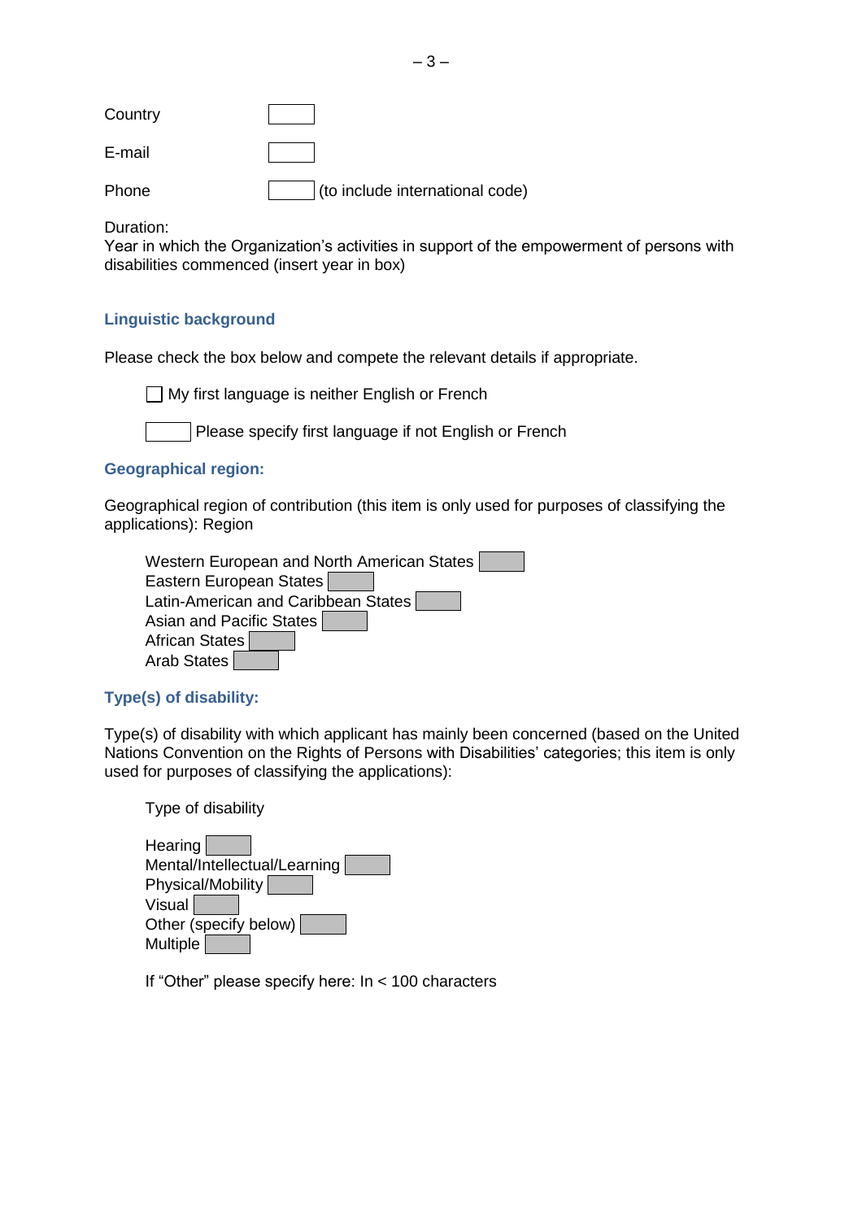Country

E-mail

Phone (to include international code)

Duration:
Year in which the Organization’s activities in support of the empowerment of persons with disabilities commenced (insert year in box)

### Linguistic background

Please check the box below and compete the relevant details if appropriate.

☐ My first language is neither English or French

Please specify first language if not English or French

### Geographical region:

Geographical region of contribution (this item is only used for purposes of classifying the applications): Region

Western European and North American States
Eastern European States
Latin-American and Caribbean States
Asian and Pacific States
African States
Arab States

### Type(s) of disability:

Type(s) of disability with which applicant has mainly been concerned (based on the United Nations Convention on the Rights of Persons with Disabilities’ categories; this item is only used for purposes of classifying the applications):

Type of disability

Hearing
Mental/Intellectual/Learning
Physical/Mobility
Visual
Other (specify below)
Multiple

If “Other” please specify here: In < 100 characters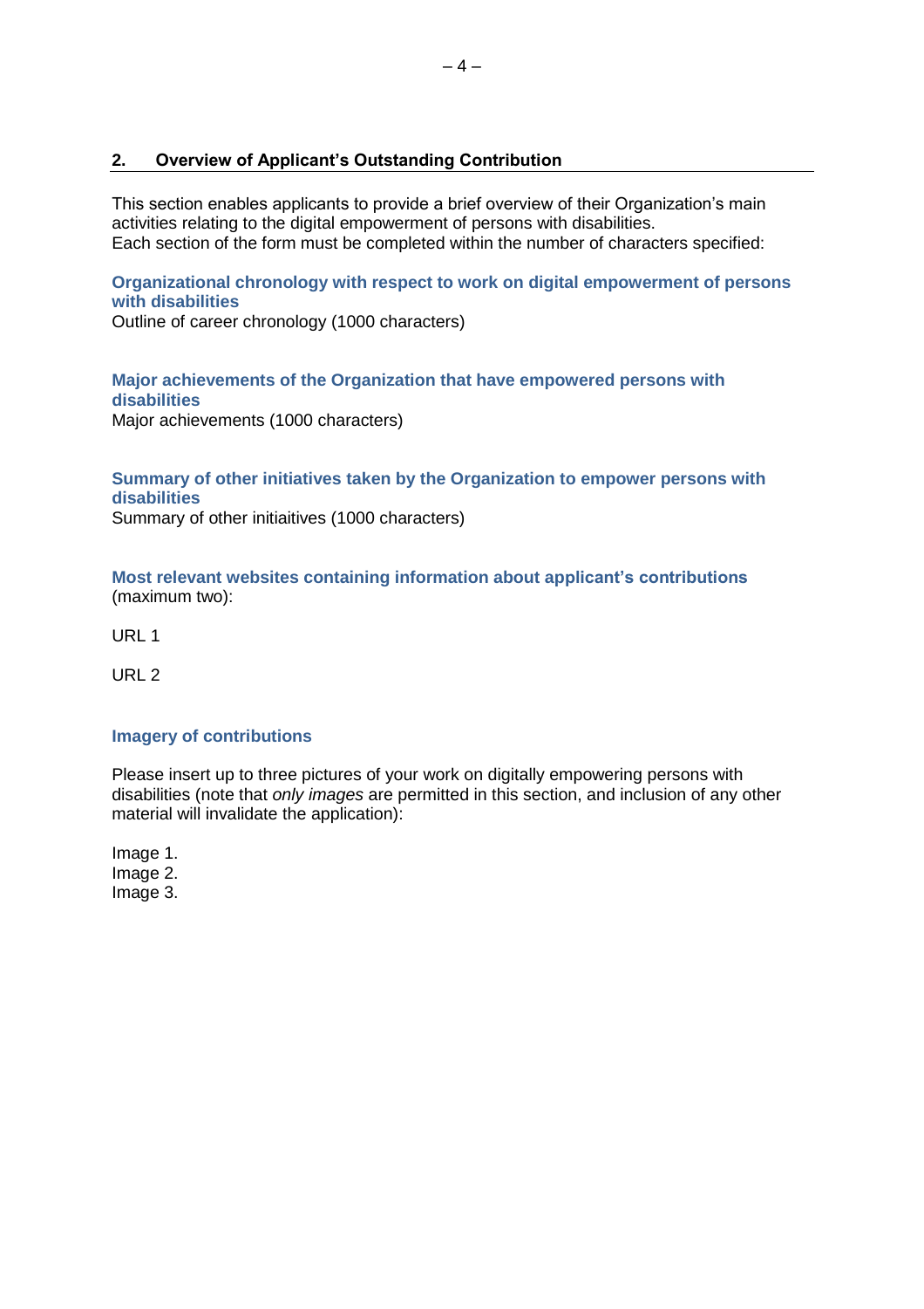## 2. Overview of Applicant's Outstanding Contribution

This section enables applicants to provide a brief overview of their Organization's main activities relating to the digital empowerment of persons with disabilities.
Each section of the form must be completed within the number of characters specified:

### Organizational chronology with respect to work on digital empowerment of persons with disabilities

Outline of career chronology (1000 characters)

### Major achievements of the Organization that have empowered persons with disabilities

Major achievements (1000 characters)

### Summary of other initiatives taken by the Organization to empower persons with disabilities

Summary of other initiaitives (1000 characters)

### Most relevant websites containing information about applicant's contributions

(maximum two):

URL 1

URL 2

### Imagery of contributions

Please insert up to three pictures of your work on digitally empowering persons with disabilities (note that *only images* are permitted in this section, and inclusion of any other material will invalidate the application):

Image 1.
Image 2.
Image 3.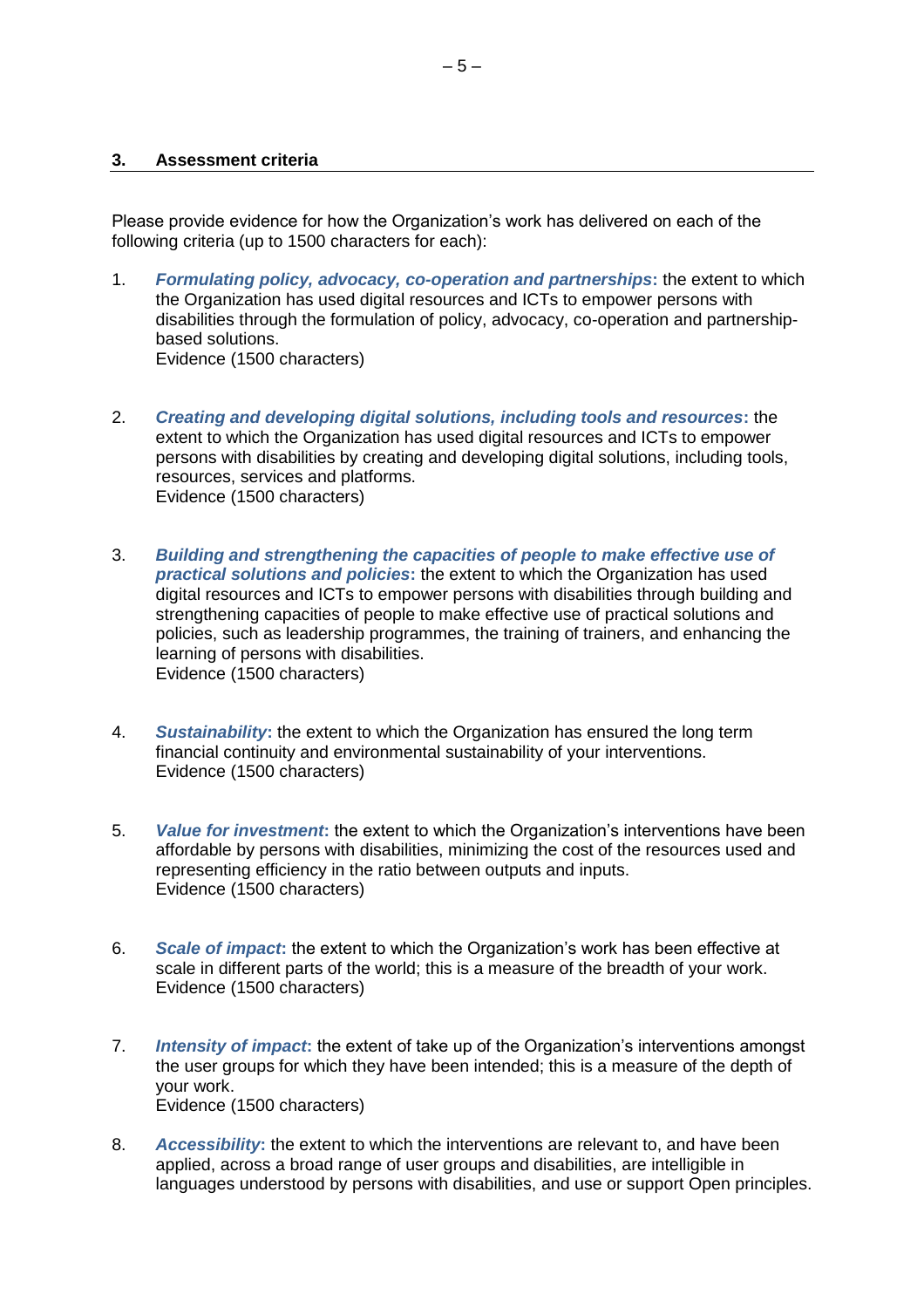## 3. Assessment criteria

Please provide evidence for how the Organization's work has delivered on each of the following criteria (up to 1500 characters for each):

1. ***Formulating policy, advocacy, co-operation and partnerships*****:** the extent to which the Organization has used digital resources and ICTs to empower persons with disabilities through the formulation of policy, advocacy, co-operation and partnership-based solutions.
   Evidence (1500 characters)

2. ***Creating and developing digital solutions, including tools and resources*****:** the extent to which the Organization has used digital resources and ICTs to empower persons with disabilities by creating and developing digital solutions, including tools, resources, services and platforms.
   Evidence (1500 characters)

3. ***Building and strengthening the capacities of people to make effective use of practical solutions and policies*****:** the extent to which the Organization has used digital resources and ICTs to empower persons with disabilities through building and strengthening capacities of people to make effective use of practical solutions and policies, such as leadership programmes, the training of trainers, and enhancing the learning of persons with disabilities.
   Evidence (1500 characters)

4. ***Sustainability*****:** the extent to which the Organization has ensured the long term financial continuity and environmental sustainability of your interventions.
   Evidence (1500 characters)

5. ***Value for investment*****:** the extent to which the Organization's interventions have been affordable by persons with disabilities, minimizing the cost of the resources used and representing efficiency in the ratio between outputs and inputs.
   Evidence (1500 characters)

6. ***Scale of impact*****:** the extent to which the Organization's work has been effective at scale in different parts of the world; this is a measure of the breadth of your work.
   Evidence (1500 characters)

7. ***Intensity of impact*****:** the extent of take up of the Organization's interventions amongst the user groups for which they have been intended; this is a measure of the depth of your work.
   Evidence (1500 characters)

8. ***Accessibility*****:** the extent to which the interventions are relevant to, and have been applied, across a broad range of user groups and disabilities, are intelligible in languages understood by persons with disabilities, and use or support Open principles.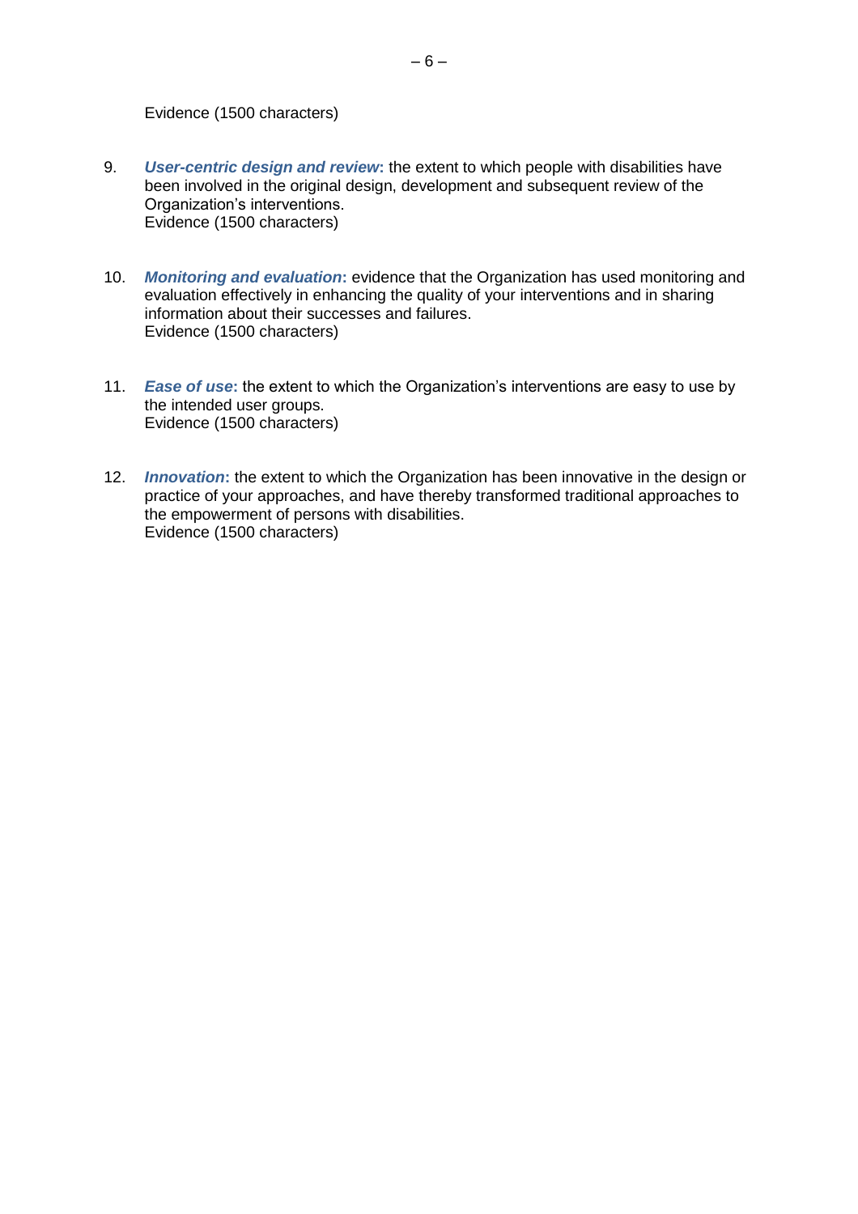Evidence (1500 characters)

9. ***User-centric design and review*:** the extent to which people with disabilities have been involved in the original design, development and subsequent review of the Organization's interventions.
   Evidence (1500 characters)

10. ***Monitoring and evaluation*:** evidence that the Organization has used monitoring and evaluation effectively in enhancing the quality of your interventions and in sharing information about their successes and failures.
    Evidence (1500 characters)

11. ***Ease of use*:** the extent to which the Organization's interventions are easy to use by the intended user groups.
    Evidence (1500 characters)

12. ***Innovation*:** the extent to which the Organization has been innovative in the design or practice of your approaches, and have thereby transformed traditional approaches to the empowerment of persons with disabilities.
    Evidence (1500 characters)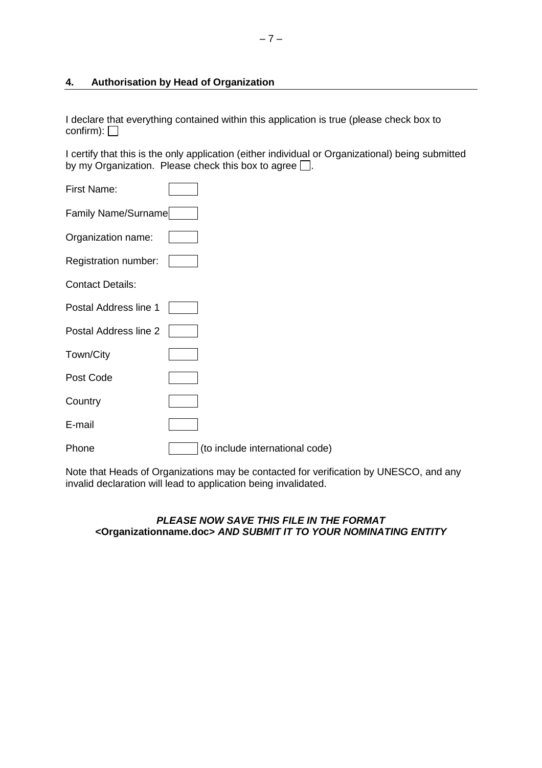## 4. Authorisation by Head of Organization

I declare that everything contained within this application is true (please check box to confirm): ☐

I certify that this is the only application (either individual or Organizational) being submitted by my Organization. Please check this box to agree ☐.

First Name: ☐

Family Name/Surname ☐

Organization name: ☐

Registration number: ☐

Contact Details:

Postal Address line 1 ☐

Postal Address line 2 ☐

Town/City ☐

Post Code ☐

Country ☐

E-mail ☐

Phone ☐ (to include international code)

Note that Heads of Organizations may be contacted for verification by UNESCO, and any invalid declaration will lead to application being invalidated.

***PLEASE NOW SAVE THIS FILE IN THE FORMAT***
**<Organizationname.doc>** ***AND SUBMIT IT TO YOUR NOMINATING ENTITY***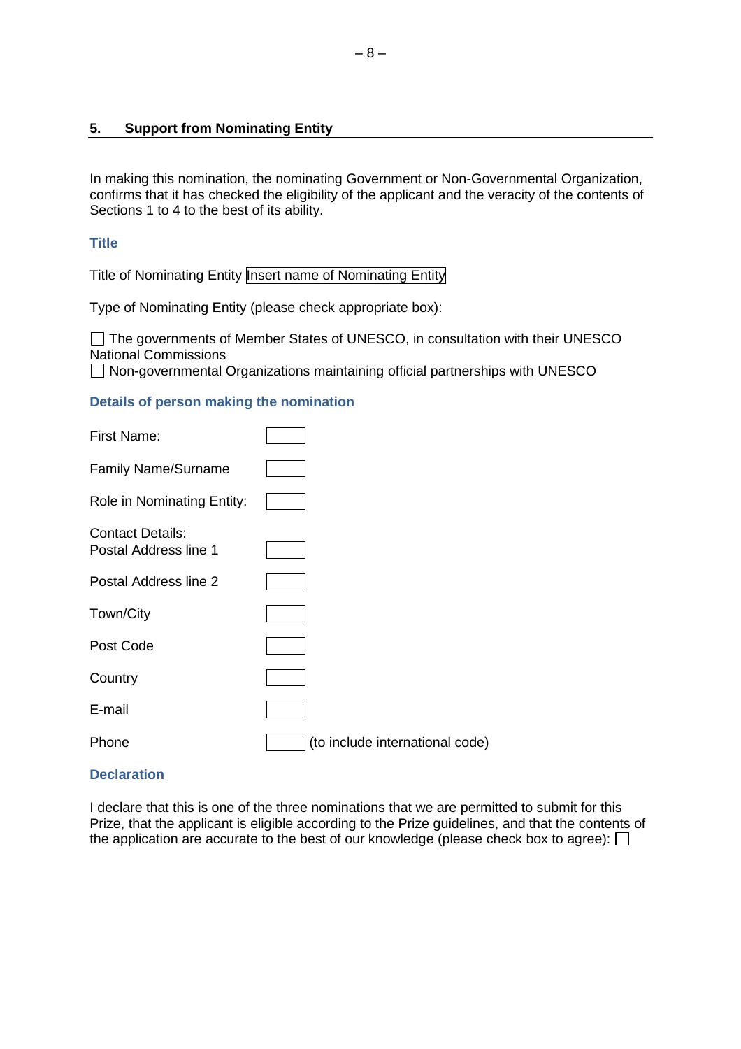## 5. Support from Nominating Entity

In making this nomination, the nominating Government or Non-Governmental Organization, confirms that it has checked the eligibility of the applicant and the veracity of the contents of Sections 1 to 4 to the best of its ability.

### Title

Title of Nominating Entity Insert name of Nominating Entity

Type of Nominating Entity (please check appropriate box):

☐ The governments of Member States of UNESCO, in consultation with their UNESCO National Commissions
☐ Non-governmental Organizations maintaining official partnerships with UNESCO

### Details of person making the nomination

| | |
|---|---|
| First Name: | |
| Family Name/Surname | |
| Role in Nominating Entity: | |
| Contact Details: Postal Address line 1 | |
| Postal Address line 2 | |
| Town/City | |
| Post Code | |
| Country | |
| E-mail | |
| Phone | (to include international code) |

### Declaration

I declare that this is one of the three nominations that we are permitted to submit for this Prize, that the applicant is eligible according to the Prize guidelines, and that the contents of the application are accurate to the best of our knowledge (please check box to agree): ☐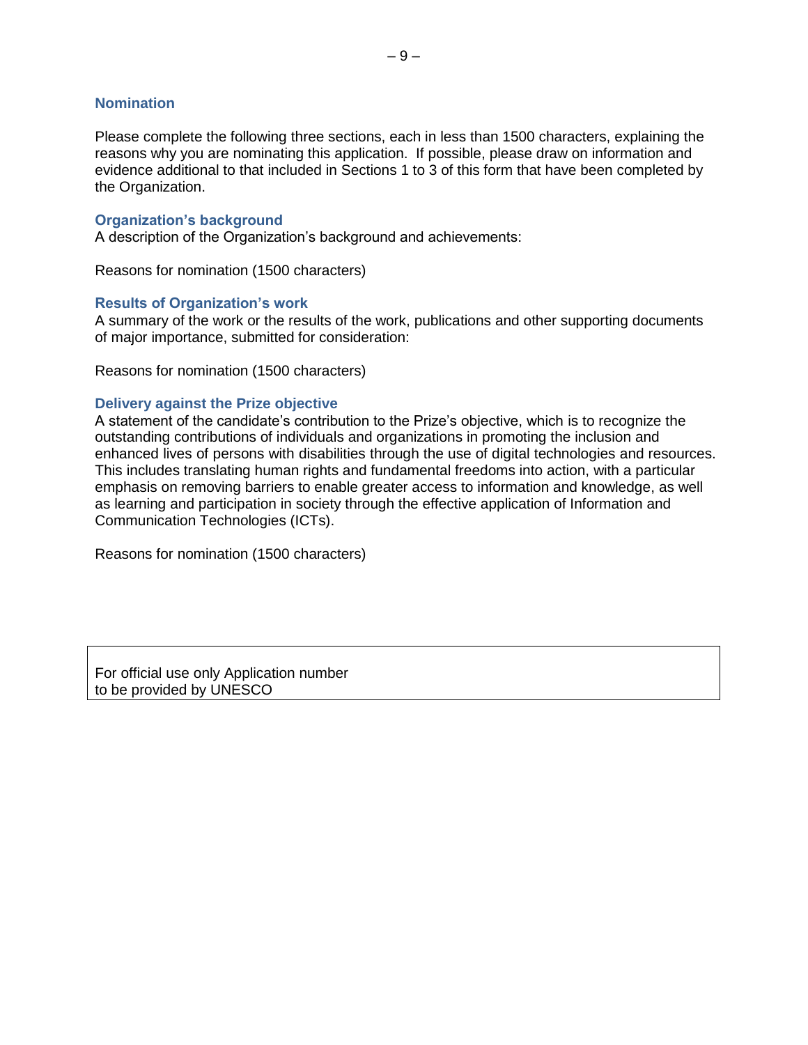### Nomination

Please complete the following three sections, each in less than 1500 characters, explaining the reasons why you are nominating this application. If possible, please draw on information and evidence additional to that included in Sections 1 to 3 of this form that have been completed by the Organization.

### Organization's background

A description of the Organization's background and achievements:

Reasons for nomination (1500 characters)

### Results of Organization's work

A summary of the work or the results of the work, publications and other supporting documents of major importance, submitted for consideration:

Reasons for nomination (1500 characters)

### Delivery against the Prize objective

A statement of the candidate's contribution to the Prize's objective, which is to recognize the outstanding contributions of individuals and organizations in promoting the inclusion and enhanced lives of persons with disabilities through the use of digital technologies and resources. This includes translating human rights and fundamental freedoms into action, with a particular emphasis on removing barriers to enable greater access to information and knowledge, as well as learning and participation in society through the effective application of Information and Communication Technologies (ICTs).

Reasons for nomination (1500 characters)

| |
|---|
| For official use only Application number<br>to be provided by UNESCO |